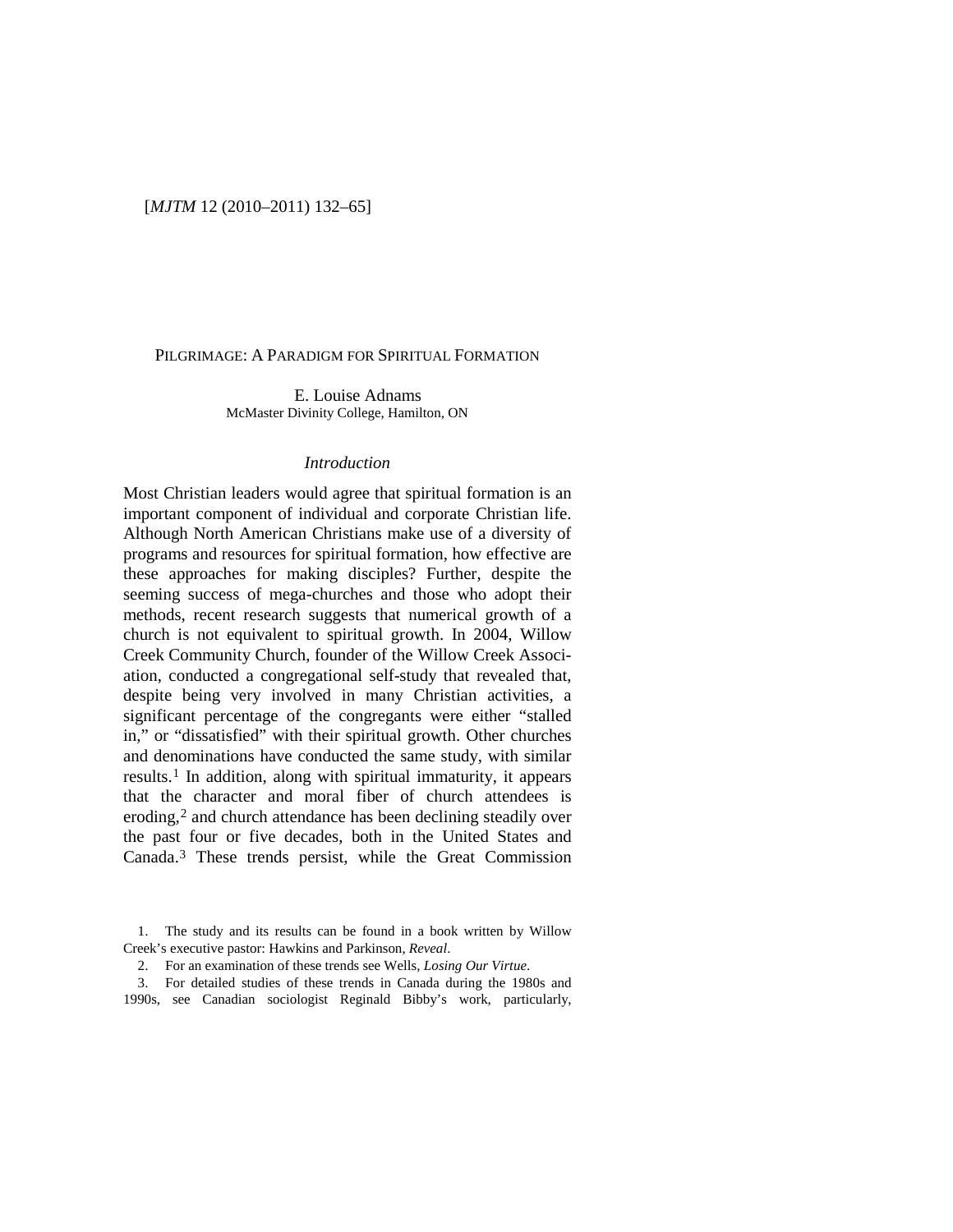# Pilgrimage: A Paradigm for Spiritual Formation

E. Louise Adnams
McMaster Divinity College, Hamilton, ON

## *Introduction*

Most Christian leaders would agree that spiritual formation is an important component of individual and corporate Christian life. Although North American Christians make use of a diversity of programs and resources for spiritual formation, how effective are these approaches for making disciples? Further, despite the seeming success of mega-churches and those who adopt their methods, recent research suggests that numerical growth of a church is not equivalent to spiritual growth. In 2004, Willow Creek Community Church, founder of the Willow Creek Association, conducted a congregational self-study that revealed that, despite being very involved in many Christian activities, a significant percentage of the congregants were either "stalled in," or "dissatisfied" with their spiritual growth. Other churches and denominations have conducted the same study, with similar results.[1] In addition, along with spiritual immaturity, it appears that the character and moral fiber of church attendees is eroding,[2] and church attendance has been declining steadily over the past four or five decades, both in the United States and Canada.[3] These trends persist, while the Great Commission

1. The study and its results can be found in a book written by Willow Creek's executive pastor: Hawkins and Parkinson, *Reveal*.

2. For an examination of these trends see Wells, *Losing Our Virtue*.

3. For detailed studies of these trends in Canada during the 1980s and 1990s, see Canadian sociologist Reginald Bibby's work, particularly,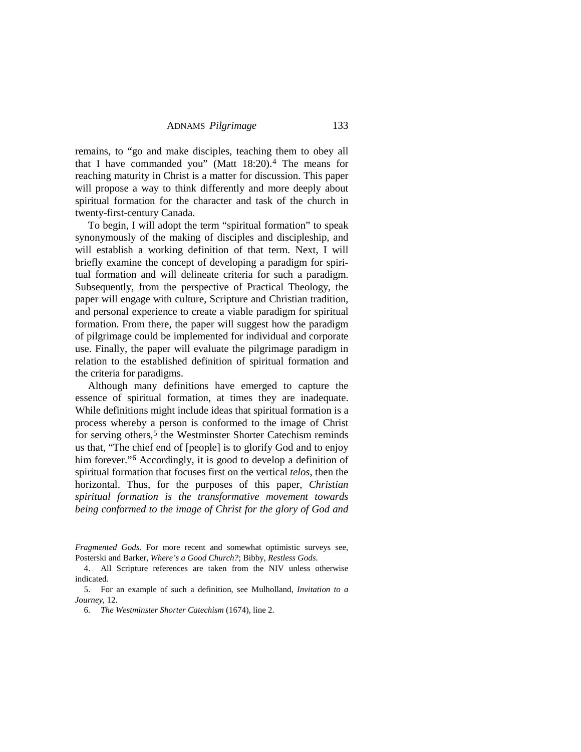remains, to "go and make disciples, teaching them to obey all that I have commanded you" (Matt 18:20).[4] The means for reaching maturity in Christ is a matter for discussion. This paper will propose a way to think differently and more deeply about spiritual formation for the character and task of the church in twenty-first-century Canada.

To begin, I will adopt the term "spiritual formation" to speak synonymously of the making of disciples and discipleship, and will establish a working definition of that term. Next, I will briefly examine the concept of developing a paradigm for spiritual formation and will delineate criteria for such a paradigm. Subsequently, from the perspective of Practical Theology, the paper will engage with culture, Scripture and Christian tradition, and personal experience to create a viable paradigm for spiritual formation. From there, the paper will suggest how the paradigm of pilgrimage could be implemented for individual and corporate use. Finally, the paper will evaluate the pilgrimage paradigm in relation to the established definition of spiritual formation and the criteria for paradigms.

Although many definitions have emerged to capture the essence of spiritual formation, at times they are inadequate. While definitions might include ideas that spiritual formation is a process whereby a person is conformed to the image of Christ for serving others,[5] the Westminster Shorter Catechism reminds us that, "The chief end of [people] is to glorify God and to enjoy him forever."[6] Accordingly, it is good to develop a definition of spiritual formation that focuses first on the vertical *telos*, then the horizontal. Thus, for the purposes of this paper, *Christian spiritual formation is the transformative movement towards being conformed to the image of Christ for the glory of God and*

*Fragmented Gods*. For more recent and somewhat optimistic surveys see, Posterski and Barker, *Where's a Good Church?*; Bibby, *Restless Gods*.

4. All Scripture references are taken from the NIV unless otherwise indicated.

5. For an example of such a definition, see Mulholland, *Invitation to a Journey*, 12.

6. *The Westminster Shorter Catechism* (1674), line 2.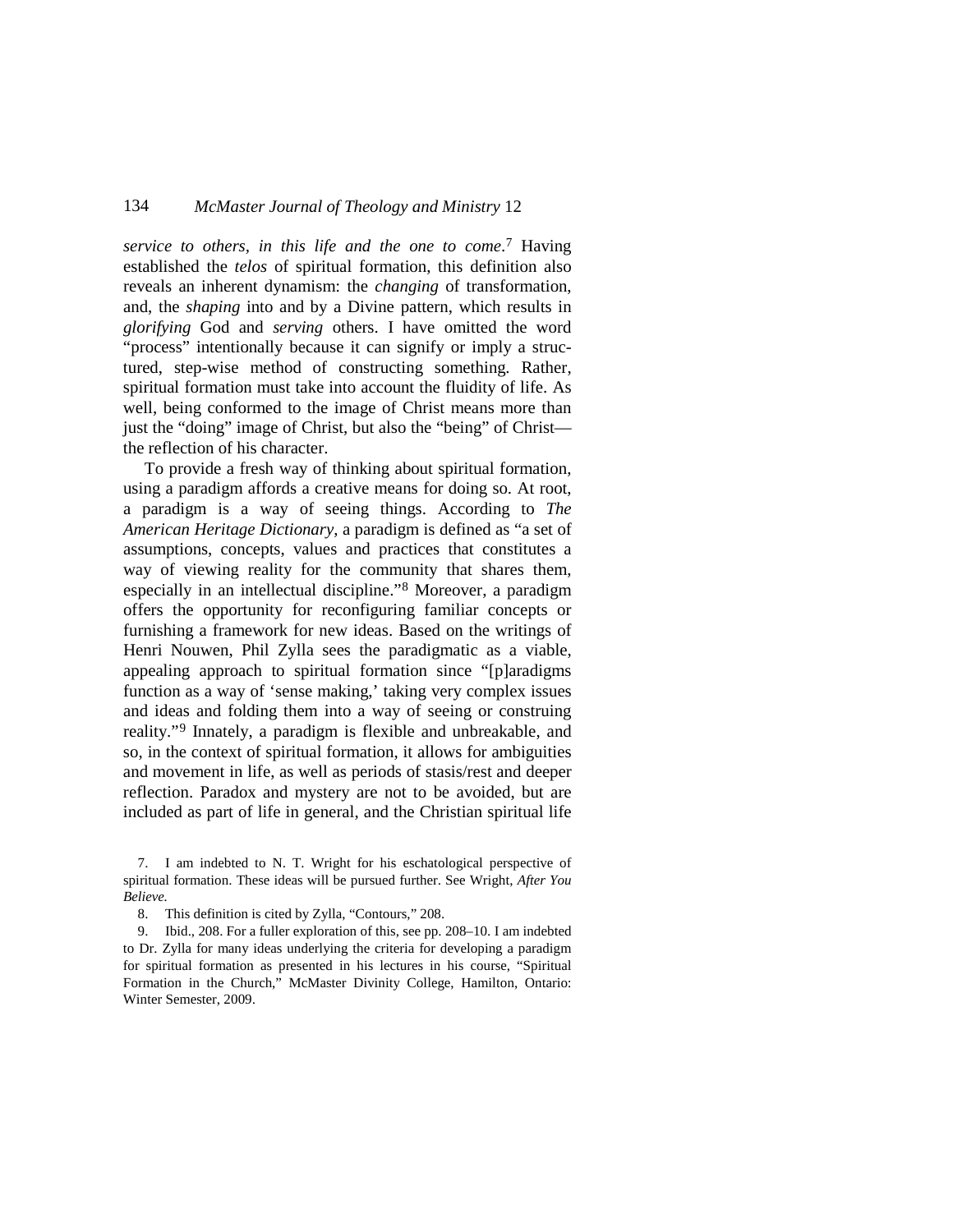*service to others, in this life and the one to come*.[7] Having established the *telos* of spiritual formation, this definition also reveals an inherent dynamism: the *changing* of transformation, and, the *shaping* into and by a Divine pattern, which results in *glorifying* God and *serving* others. I have omitted the word "process" intentionally because it can signify or imply a structured, step-wise method of constructing something. Rather, spiritual formation must take into account the fluidity of life. As well, being conformed to the image of Christ means more than just the "doing" image of Christ, but also the "being" of Christ—the reflection of his character.

To provide a fresh way of thinking about spiritual formation, using a paradigm affords a creative means for doing so. At root, a paradigm is a way of seeing things. According to *The American Heritage Dictionary*, a paradigm is defined as "a set of assumptions, concepts, values and practices that constitutes a way of viewing reality for the community that shares them, especially in an intellectual discipline."[8] Moreover, a paradigm offers the opportunity for reconfiguring familiar concepts or furnishing a framework for new ideas. Based on the writings of Henri Nouwen, Phil Zylla sees the paradigmatic as a viable, appealing approach to spiritual formation since "[p]aradigms function as a way of 'sense making,' taking very complex issues and ideas and folding them into a way of seeing or construing reality."[9] Innately, a paradigm is flexible and unbreakable, and so, in the context of spiritual formation, it allows for ambiguities and movement in life, as well as periods of stasis/rest and deeper reflection. Paradox and mystery are not to be avoided, but are included as part of life in general, and the Christian spiritual life

7. I am indebted to N. T. Wright for his eschatological perspective of spiritual formation. These ideas will be pursued further. See Wright, *After You Believe.*

8. This definition is cited by Zylla, "Contours," 208.

9. Ibid., 208. For a fuller exploration of this, see pp. 208–10. I am indebted to Dr. Zylla for many ideas underlying the criteria for developing a paradigm for spiritual formation as presented in his lectures in his course, "Spiritual Formation in the Church," McMaster Divinity College, Hamilton, Ontario: Winter Semester, 2009.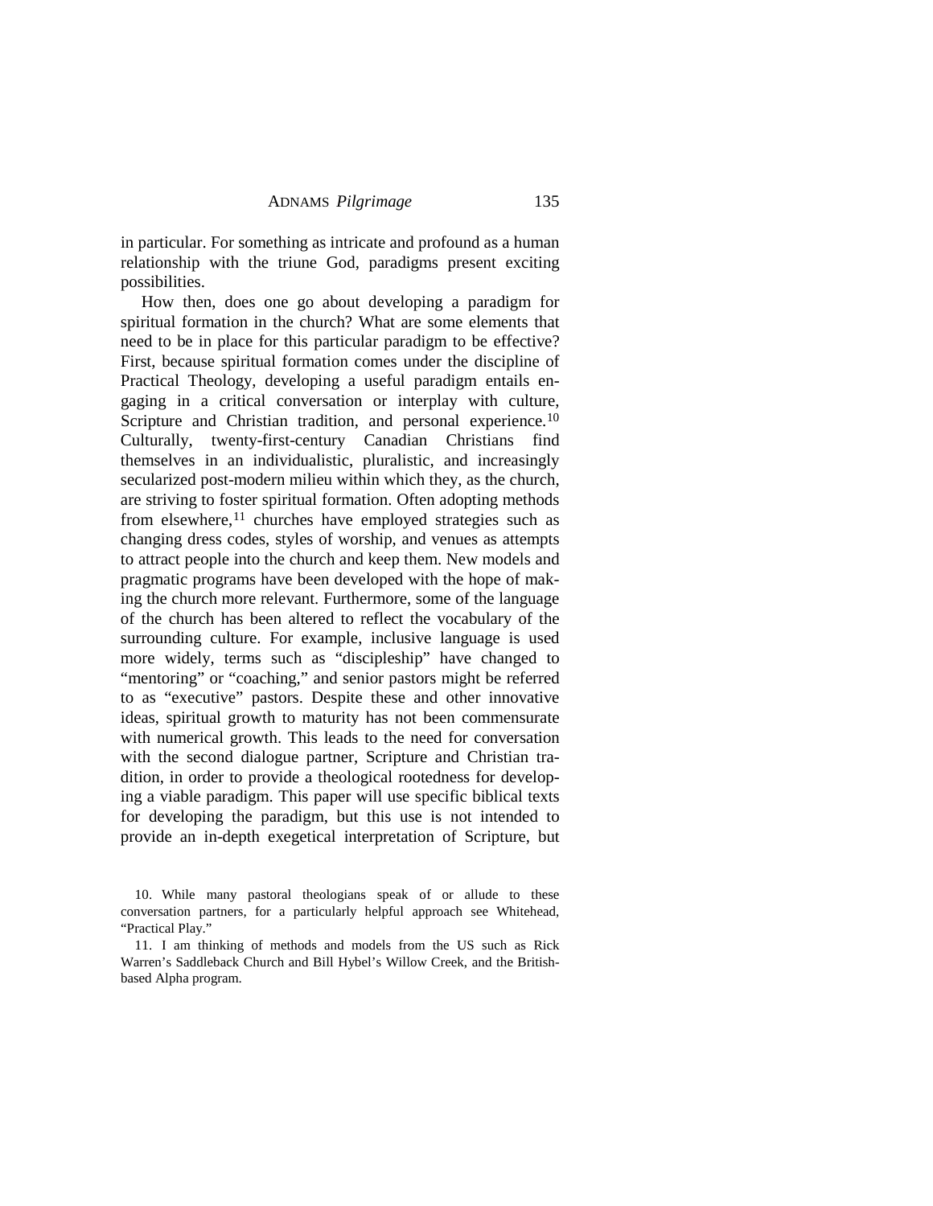in particular. For something as intricate and profound as a human relationship with the triune God, paradigms present exciting possibilities.

How then, does one go about developing a paradigm for spiritual formation in the church? What are some elements that need to be in place for this particular paradigm to be effective? First, because spiritual formation comes under the discipline of Practical Theology, developing a useful paradigm entails engaging in a critical conversation or interplay with culture, Scripture and Christian tradition, and personal experience.[10] Culturally, twenty-first-century Canadian Christians find themselves in an individualistic, pluralistic, and increasingly secularized post-modern milieu within which they, as the church, are striving to foster spiritual formation. Often adopting methods from elsewhere,[11] churches have employed strategies such as changing dress codes, styles of worship, and venues as attempts to attract people into the church and keep them. New models and pragmatic programs have been developed with the hope of making the church more relevant. Furthermore, some of the language of the church has been altered to reflect the vocabulary of the surrounding culture. For example, inclusive language is used more widely, terms such as "discipleship" have changed to "mentoring" or "coaching," and senior pastors might be referred to as "executive" pastors. Despite these and other innovative ideas, spiritual growth to maturity has not been commensurate with numerical growth. This leads to the need for conversation with the second dialogue partner, Scripture and Christian tradition, in order to provide a theological rootedness for developing a viable paradigm. This paper will use specific biblical texts for developing the paradigm, but this use is not intended to provide an in-depth exegetical interpretation of Scripture, but

10. While many pastoral theologians speak of or allude to these conversation partners, for a particularly helpful approach see Whitehead, "Practical Play."

11. I am thinking of methods and models from the US such as Rick Warren's Saddleback Church and Bill Hybel's Willow Creek, and the British-based Alpha program.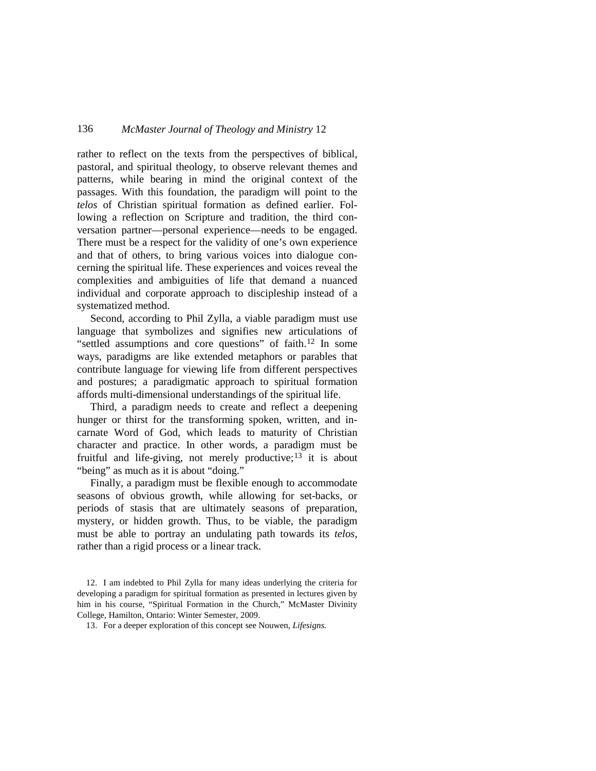rather to reflect on the texts from the perspectives of biblical, pastoral, and spiritual theology, to observe relevant themes and patterns, while bearing in mind the original context of the passages. With this foundation, the paradigm will point to the *telos* of Christian spiritual formation as defined earlier. Following a reflection on Scripture and tradition, the third conversation partner—personal experience—needs to be engaged. There must be a respect for the validity of one's own experience and that of others, to bring various voices into dialogue concerning the spiritual life. These experiences and voices reveal the complexities and ambiguities of life that demand a nuanced individual and corporate approach to discipleship instead of a systematized method.

Second, according to Phil Zylla, a viable paradigm must use language that symbolizes and signifies new articulations of "settled assumptions and core questions" of faith.[12] In some ways, paradigms are like extended metaphors or parables that contribute language for viewing life from different perspectives and postures; a paradigmatic approach to spiritual formation affords multi-dimensional understandings of the spiritual life.

Third, a paradigm needs to create and reflect a deepening hunger or thirst for the transforming spoken, written, and incarnate Word of God, which leads to maturity of Christian character and practice. In other words, a paradigm must be fruitful and life-giving, not merely productive;[13] it is about "being" as much as it is about "doing."

Finally, a paradigm must be flexible enough to accommodate seasons of obvious growth, while allowing for set-backs, or periods of stasis that are ultimately seasons of preparation, mystery, or hidden growth. Thus, to be viable, the paradigm must be able to portray an undulating path towards its *telos*, rather than a rigid process or a linear track.

12. I am indebted to Phil Zylla for many ideas underlying the criteria for developing a paradigm for spiritual formation as presented in lectures given by him in his course, "Spiritual Formation in the Church," McMaster Divinity College, Hamilton, Ontario: Winter Semester, 2009.

13. For a deeper exploration of this concept see Nouwen, *Lifesigns.*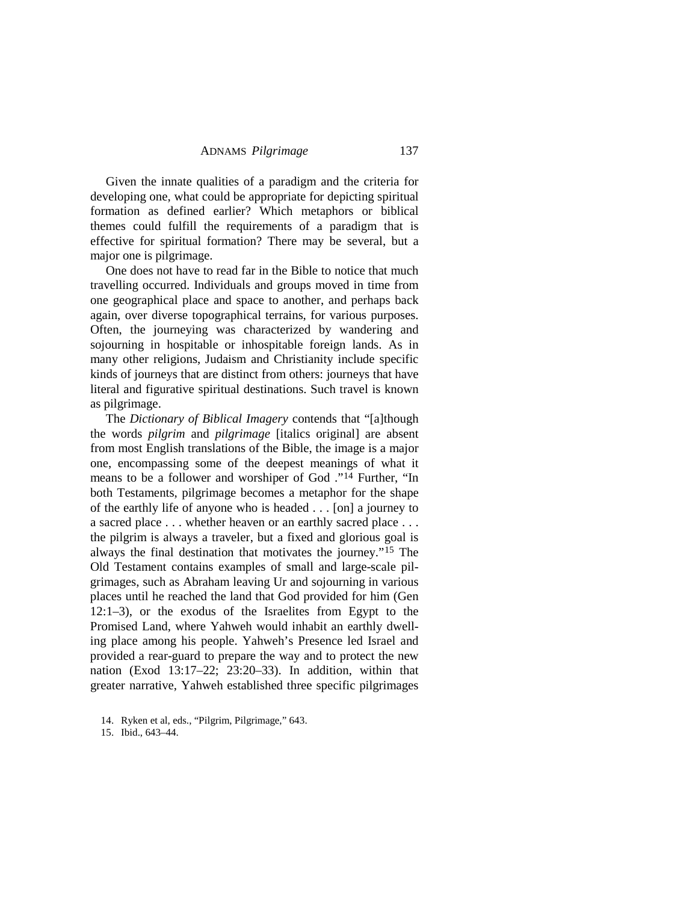Given the innate qualities of a paradigm and the criteria for developing one, what could be appropriate for depicting spiritual formation as defined earlier? Which metaphors or biblical themes could fulfill the requirements of a paradigm that is effective for spiritual formation? There may be several, but a major one is pilgrimage.

One does not have to read far in the Bible to notice that much travelling occurred. Individuals and groups moved in time from one geographical place and space to another, and perhaps back again, over diverse topographical terrains, for various purposes. Often, the journeying was characterized by wandering and sojourning in hospitable or inhospitable foreign lands. As in many other religions, Judaism and Christianity include specific kinds of journeys that are distinct from others: journeys that have literal and figurative spiritual destinations. Such travel is known as pilgrimage.

The *Dictionary of Biblical Imagery* contends that "[a]though the words *pilgrim* and *pilgrimage* [italics original] are absent from most English translations of the Bible, the image is a major one, encompassing some of the deepest meanings of what it means to be a follower and worshiper of God ."[14] Further, "In both Testaments, pilgrimage becomes a metaphor for the shape of the earthly life of anyone who is headed . . . [on] a journey to a sacred place . . . whether heaven or an earthly sacred place . . . the pilgrim is always a traveler, but a fixed and glorious goal is always the final destination that motivates the journey."[15] The Old Testament contains examples of small and large-scale pilgrimages, such as Abraham leaving Ur and sojourning in various places until he reached the land that God provided for him (Gen 12:1–3), or the exodus of the Israelites from Egypt to the Promised Land, where Yahweh would inhabit an earthly dwelling place among his people. Yahweh's Presence led Israel and provided a rear-guard to prepare the way and to protect the new nation (Exod 13:17–22; 23:20–33). In addition, within that greater narrative, Yahweh established three specific pilgrimages

14. Ryken et al, eds., "Pilgrim, Pilgrimage," 643.

15. Ibid., 643–44.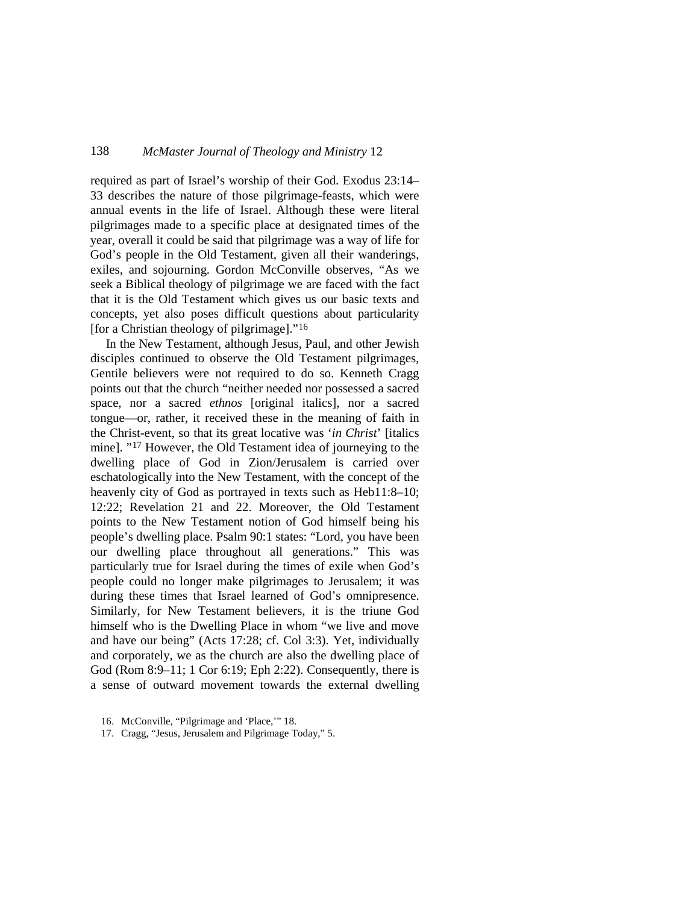required as part of Israel's worship of their God. Exodus 23:14–33 describes the nature of those pilgrimage-feasts, which were annual events in the life of Israel. Although these were literal pilgrimages made to a specific place at designated times of the year, overall it could be said that pilgrimage was a way of life for God's people in the Old Testament, given all their wanderings, exiles, and sojourning. Gordon McConville observes, "As we seek a Biblical theology of pilgrimage we are faced with the fact that it is the Old Testament which gives us our basic texts and concepts, yet also poses difficult questions about particularity [for a Christian theology of pilgrimage]."[16]

In the New Testament, although Jesus, Paul, and other Jewish disciples continued to observe the Old Testament pilgrimages, Gentile believers were not required to do so. Kenneth Cragg points out that the church "neither needed nor possessed a sacred space, nor a sacred *ethnos* [original italics], nor a sacred tongue—or, rather, it received these in the meaning of faith in the Christ-event, so that its great locative was '*in Christ*' [italics mine]. "[17] However, the Old Testament idea of journeying to the dwelling place of God in Zion/Jerusalem is carried over eschatologically into the New Testament, with the concept of the heavenly city of God as portrayed in texts such as Heb11:8–10; 12:22; Revelation 21 and 22. Moreover, the Old Testament points to the New Testament notion of God himself being his people's dwelling place. Psalm 90:1 states: "Lord, you have been our dwelling place throughout all generations." This was particularly true for Israel during the times of exile when God's people could no longer make pilgrimages to Jerusalem; it was during these times that Israel learned of God's omnipresence. Similarly, for New Testament believers, it is the triune God himself who is the Dwelling Place in whom "we live and move and have our being" (Acts 17:28; cf. Col 3:3). Yet, individually and corporately, we as the church are also the dwelling place of God (Rom 8:9–11; 1 Cor 6:19; Eph 2:22). Consequently, there is a sense of outward movement towards the external dwelling

16. McConville, "Pilgrimage and 'Place,'" 18.
17. Cragg, "Jesus, Jerusalem and Pilgrimage Today," 5.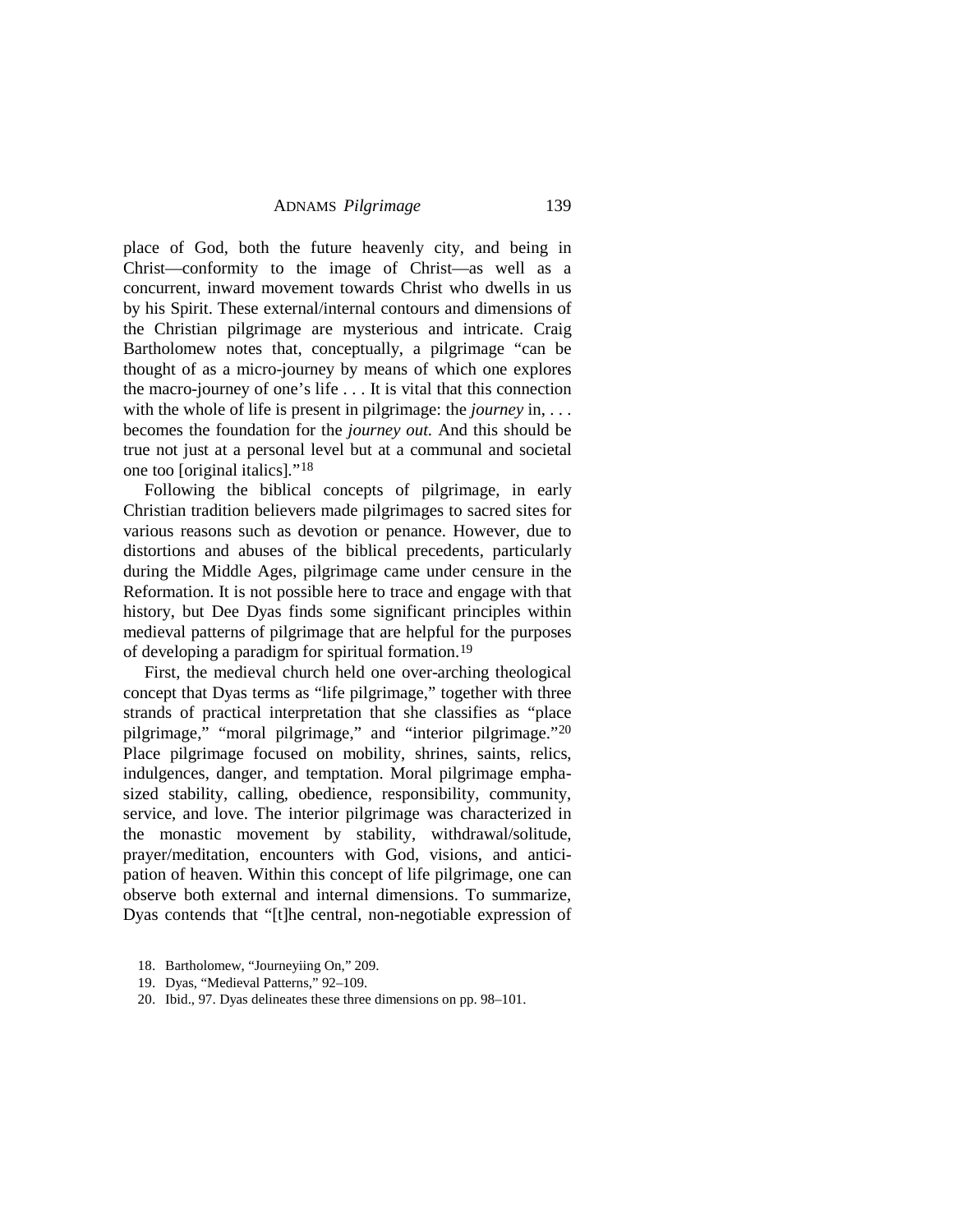place of God, both the future heavenly city, and being in Christ—conformity to the image of Christ—as well as a concurrent, inward movement towards Christ who dwells in us by his Spirit. These external/internal contours and dimensions of the Christian pilgrimage are mysterious and intricate. Craig Bartholomew notes that, conceptually, a pilgrimage "can be thought of as a micro-journey by means of which one explores the macro-journey of one's life . . . It is vital that this connection with the whole of life is present in pilgrimage: the *journey* in, . . . becomes the foundation for the *journey out.* And this should be true not just at a personal level but at a communal and societal one too [original italics]."[18]

Following the biblical concepts of pilgrimage, in early Christian tradition believers made pilgrimages to sacred sites for various reasons such as devotion or penance. However, due to distortions and abuses of the biblical precedents, particularly during the Middle Ages, pilgrimage came under censure in the Reformation. It is not possible here to trace and engage with that history, but Dee Dyas finds some significant principles within medieval patterns of pilgrimage that are helpful for the purposes of developing a paradigm for spiritual formation.[19]

First, the medieval church held one over-arching theological concept that Dyas terms as "life pilgrimage," together with three strands of practical interpretation that she classifies as "place pilgrimage," "moral pilgrimage," and "interior pilgrimage."[20] Place pilgrimage focused on mobility, shrines, saints, relics, indulgences, danger, and temptation. Moral pilgrimage emphasized stability, calling, obedience, responsibility, community, service, and love. The interior pilgrimage was characterized in the monastic movement by stability, withdrawal/solitude, prayer/meditation, encounters with God, visions, and anticipation of heaven. Within this concept of life pilgrimage, one can observe both external and internal dimensions. To summarize, Dyas contends that "[t]he central, non-negotiable expression of

18. Bartholomew, "Journeyiing On," 209.
19. Dyas, "Medieval Patterns," 92–109.
20. Ibid., 97. Dyas delineates these three dimensions on pp. 98–101.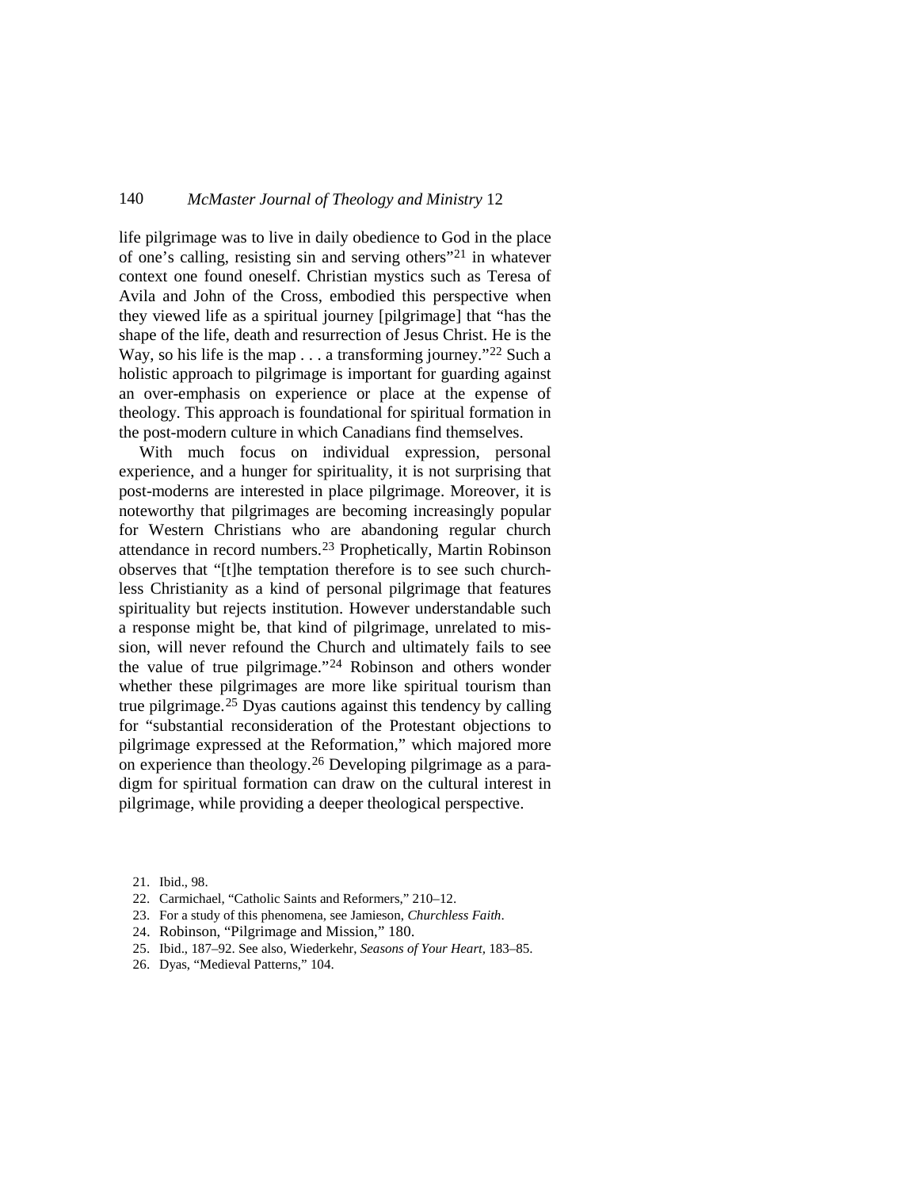life pilgrimage was to live in daily obedience to God in the place of one's calling, resisting sin and serving others"[21] in whatever context one found oneself. Christian mystics such as Teresa of Avila and John of the Cross, embodied this perspective when they viewed life as a spiritual journey [pilgrimage] that "has the shape of the life, death and resurrection of Jesus Christ. He is the Way, so his life is the map . . . a transforming journey."[22] Such a holistic approach to pilgrimage is important for guarding against an over-emphasis on experience or place at the expense of theology. This approach is foundational for spiritual formation in the post-modern culture in which Canadians find themselves.

With much focus on individual expression, personal experience, and a hunger for spirituality, it is not surprising that post-moderns are interested in place pilgrimage. Moreover, it is noteworthy that pilgrimages are becoming increasingly popular for Western Christians who are abandoning regular church attendance in record numbers.[23] Prophetically, Martin Robinson observes that "[t]he temptation therefore is to see such churchless Christianity as a kind of personal pilgrimage that features spirituality but rejects institution. However understandable such a response might be, that kind of pilgrimage, unrelated to mission, will never refound the Church and ultimately fails to see the value of true pilgrimage."[24] Robinson and others wonder whether these pilgrimages are more like spiritual tourism than true pilgrimage.[25] Dyas cautions against this tendency by calling for "substantial reconsideration of the Protestant objections to pilgrimage expressed at the Reformation," which majored more on experience than theology.[26] Developing pilgrimage as a paradigm for spiritual formation can draw on the cultural interest in pilgrimage, while providing a deeper theological perspective.

21. Ibid., 98.
22. Carmichael, "Catholic Saints and Reformers," 210–12.
23. For a study of this phenomena, see Jamieson, *Churchless Faith*.
24. Robinson, "Pilgrimage and Mission," 180.
25. Ibid., 187–92. See also, Wiederkehr, *Seasons of Your Heart*, 183–85.
26. Dyas, "Medieval Patterns," 104.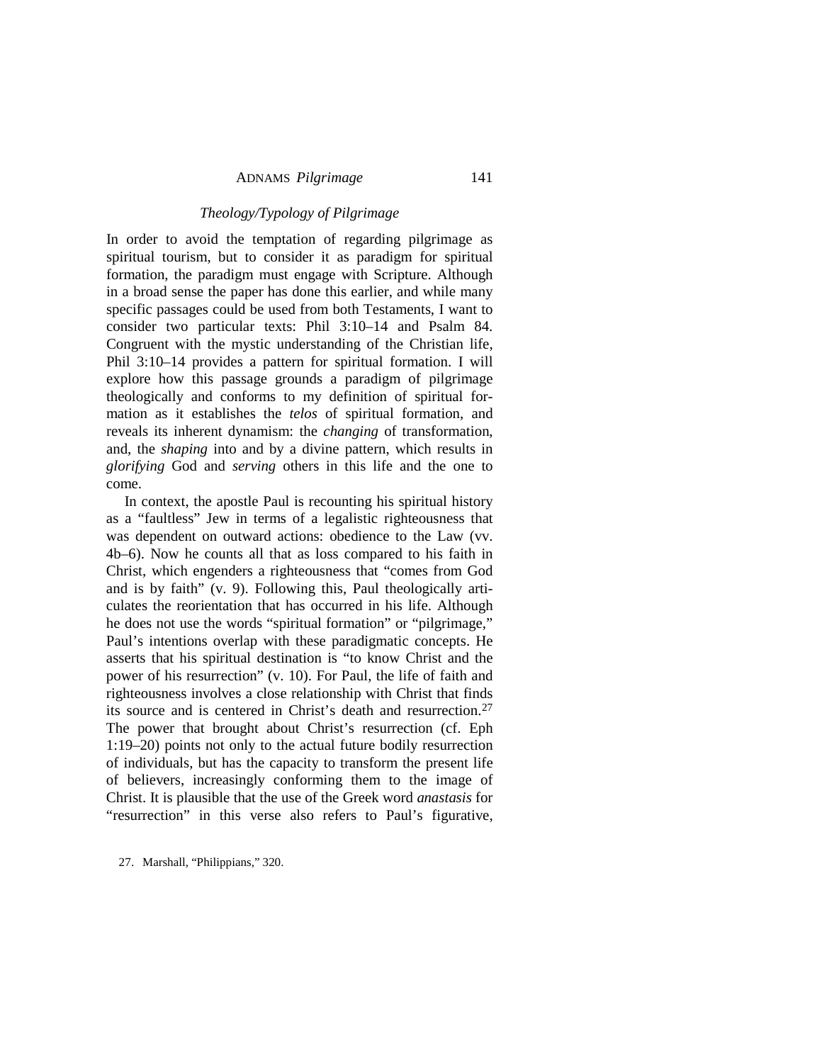### *Theology/Typology of Pilgrimage*

In order to avoid the temptation of regarding pilgrimage as spiritual tourism, but to consider it as paradigm for spiritual formation, the paradigm must engage with Scripture. Although in a broad sense the paper has done this earlier, and while many specific passages could be used from both Testaments, I want to consider two particular texts: Phil 3:10–14 and Psalm 84. Congruent with the mystic understanding of the Christian life, Phil 3:10–14 provides a pattern for spiritual formation. I will explore how this passage grounds a paradigm of pilgrimage theologically and conforms to my definition of spiritual formation as it establishes the *telos* of spiritual formation, and reveals its inherent dynamism: the *changing* of transformation, and, the *shaping* into and by a divine pattern, which results in *glorifying* God and *serving* others in this life and the one to come.

In context, the apostle Paul is recounting his spiritual history as a "faultless" Jew in terms of a legalistic righteousness that was dependent on outward actions: obedience to the Law (vv. 4b–6). Now he counts all that as loss compared to his faith in Christ, which engenders a righteousness that "comes from God and is by faith" (v. 9). Following this, Paul theologically articulates the reorientation that has occurred in his life. Although he does not use the words "spiritual formation" or "pilgrimage," Paul's intentions overlap with these paradigmatic concepts. He asserts that his spiritual destination is "to know Christ and the power of his resurrection" (v. 10). For Paul, the life of faith and righteousness involves a close relationship with Christ that finds its source and is centered in Christ's death and resurrection.[27] The power that brought about Christ's resurrection (cf. Eph 1:19–20) points not only to the actual future bodily resurrection of individuals, but has the capacity to transform the present life of believers, increasingly conforming them to the image of Christ. It is plausible that the use of the Greek word *anastasis* for "resurrection" in this verse also refers to Paul's figurative,

27. Marshall, "Philippians," 320.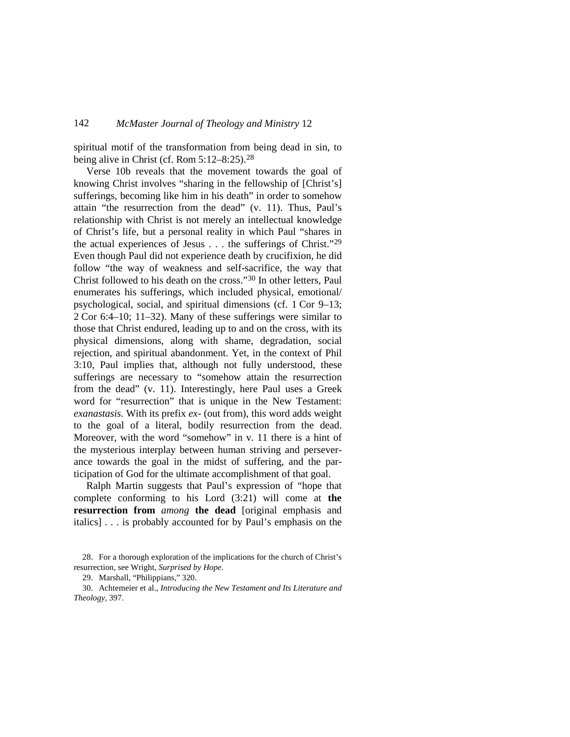spiritual motif of the transformation from being dead in sin, to being alive in Christ (cf. Rom 5:12–8:25).[28]

Verse 10b reveals that the movement towards the goal of knowing Christ involves "sharing in the fellowship of [Christ's] sufferings, becoming like him in his death" in order to somehow attain "the resurrection from the dead" (v. 11). Thus, Paul's relationship with Christ is not merely an intellectual knowledge of Christ's life, but a personal reality in which Paul "shares in the actual experiences of Jesus . . . the sufferings of Christ."[29] Even though Paul did not experience death by crucifixion, he did follow "the way of weakness and self-sacrifice, the way that Christ followed to his death on the cross."[30] In other letters, Paul enumerates his sufferings, which included physical, emotional/psychological, social, and spiritual dimensions (cf. 1 Cor 9–13; 2 Cor 6:4–10; 11–32). Many of these sufferings were similar to those that Christ endured, leading up to and on the cross, with its physical dimensions, along with shame, degradation, social rejection, and spiritual abandonment. Yet, in the context of Phil 3:10, Paul implies that, although not fully understood, these sufferings are necessary to "somehow attain the resurrection from the dead" (v. 11). Interestingly, here Paul uses a Greek word for "resurrection" that is unique in the New Testament: *exanastasis.* With its prefix *ex-* (out from), this word adds weight to the goal of a literal, bodily resurrection from the dead. Moreover, with the word "somehow" in v. 11 there is a hint of the mysterious interplay between human striving and perseverance towards the goal in the midst of suffering, and the participation of God for the ultimate accomplishment of that goal.

Ralph Martin suggests that Paul's expression of "hope that complete conforming to his Lord (3:21) will come at **the resurrection from** ***among*** **the dead** [original emphasis and italics] . . . is probably accounted for by Paul's emphasis on the

28. For a thorough exploration of the implications for the church of Christ's resurrection, see Wright, *Surprised by Hope*.

29. Marshall, "Philippians," 320.

30. Achtemeier et al., *Introducing the New Testament and Its Literature and Theology*, 397.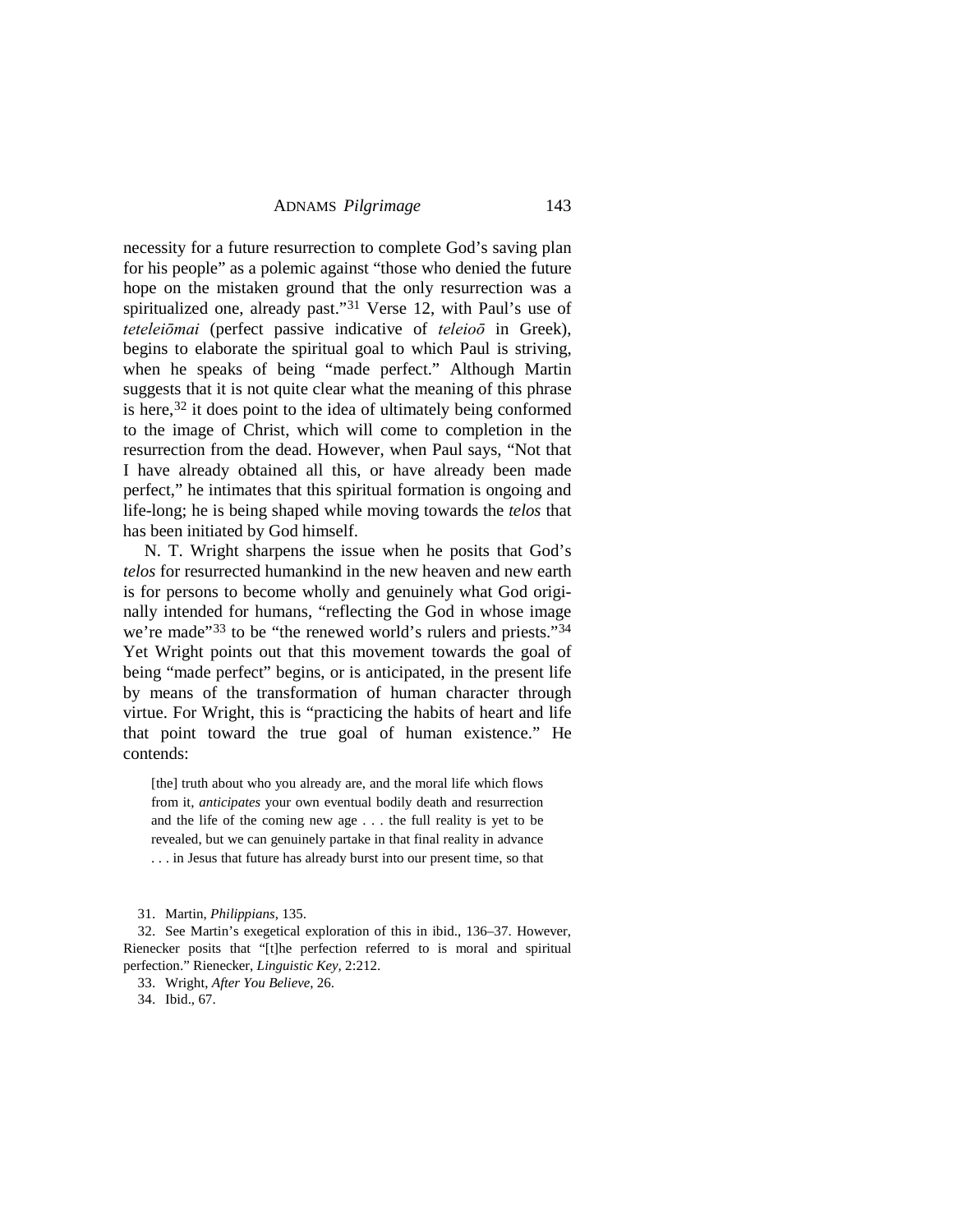necessity for a future resurrection to complete God's saving plan for his people" as a polemic against "those who denied the future hope on the mistaken ground that the only resurrection was a spiritualized one, already past."[31] Verse 12, with Paul's use of *teteleiōmai* (perfect passive indicative of *teleioō* in Greek), begins to elaborate the spiritual goal to which Paul is striving, when he speaks of being "made perfect." Although Martin suggests that it is not quite clear what the meaning of this phrase is here,[32] it does point to the idea of ultimately being conformed to the image of Christ, which will come to completion in the resurrection from the dead. However, when Paul says, "Not that I have already obtained all this, or have already been made perfect," he intimates that this spiritual formation is ongoing and life-long; he is being shaped while moving towards the *telos* that has been initiated by God himself.

N. T. Wright sharpens the issue when he posits that God's *telos* for resurrected humankind in the new heaven and new earth is for persons to become wholly and genuinely what God originally intended for humans, "reflecting the God in whose image we're made"[33] to be "the renewed world's rulers and priests."[34] Yet Wright points out that this movement towards the goal of being "made perfect" begins, or is anticipated, in the present life by means of the transformation of human character through virtue. For Wright, this is "practicing the habits of heart and life that point toward the true goal of human existence." He contends:

> [the] truth about who you already are, and the moral life which flows from it, *anticipates* your own eventual bodily death and resurrection and the life of the coming new age . . . the full reality is yet to be revealed, but we can genuinely partake in that final reality in advance . . . in Jesus that future has already burst into our present time, so that

31. Martin, *Philippians*, 135.

32. See Martin's exegetical exploration of this in ibid., 136–37. However, Rienecker posits that "[t]he perfection referred to is moral and spiritual perfection." Rienecker, *Linguistic Key*, 2:212.

33. Wright, *After You Believe*, 26.

34. Ibid., 67.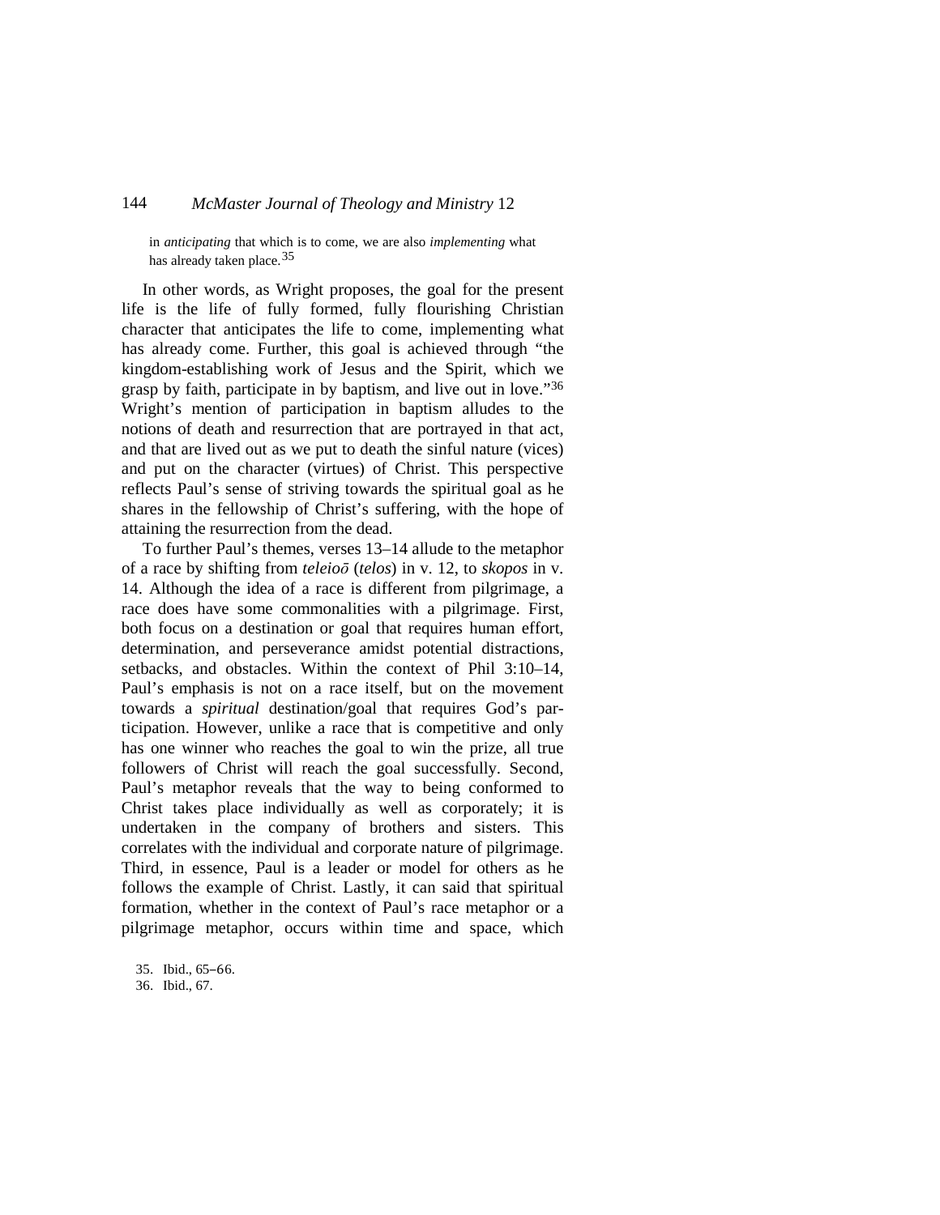in *anticipating* that which is to come, we are also *implementing* what has already taken place.[35]

In other words, as Wright proposes, the goal for the present life is the life of fully formed, fully flourishing Christian character that anticipates the life to come, implementing what has already come. Further, this goal is achieved through "the kingdom-establishing work of Jesus and the Spirit, which we grasp by faith, participate in by baptism, and live out in love."[36] Wright's mention of participation in baptism alludes to the notions of death and resurrection that are portrayed in that act, and that are lived out as we put to death the sinful nature (vices) and put on the character (virtues) of Christ. This perspective reflects Paul's sense of striving towards the spiritual goal as he shares in the fellowship of Christ's suffering, with the hope of attaining the resurrection from the dead.

To further Paul's themes, verses 13–14 allude to the metaphor of a race by shifting from *teleioō* (*telos*) in v. 12, to *skopos* in v. 14. Although the idea of a race is different from pilgrimage, a race does have some commonalities with a pilgrimage. First, both focus on a destination or goal that requires human effort, determination, and perseverance amidst potential distractions, setbacks, and obstacles. Within the context of Phil 3:10–14, Paul's emphasis is not on a race itself, but on the movement towards a *spiritual* destination/goal that requires God's participation. However, unlike a race that is competitive and only has one winner who reaches the goal to win the prize, all true followers of Christ will reach the goal successfully. Second, Paul's metaphor reveals that the way to being conformed to Christ takes place individually as well as corporately; it is undertaken in the company of brothers and sisters. This correlates with the individual and corporate nature of pilgrimage. Third, in essence, Paul is a leader or model for others as he follows the example of Christ. Lastly, it can said that spiritual formation, whether in the context of Paul's race metaphor or a pilgrimage metaphor, occurs within time and space, which

35. Ibid., 65–66.
36. Ibid., 67.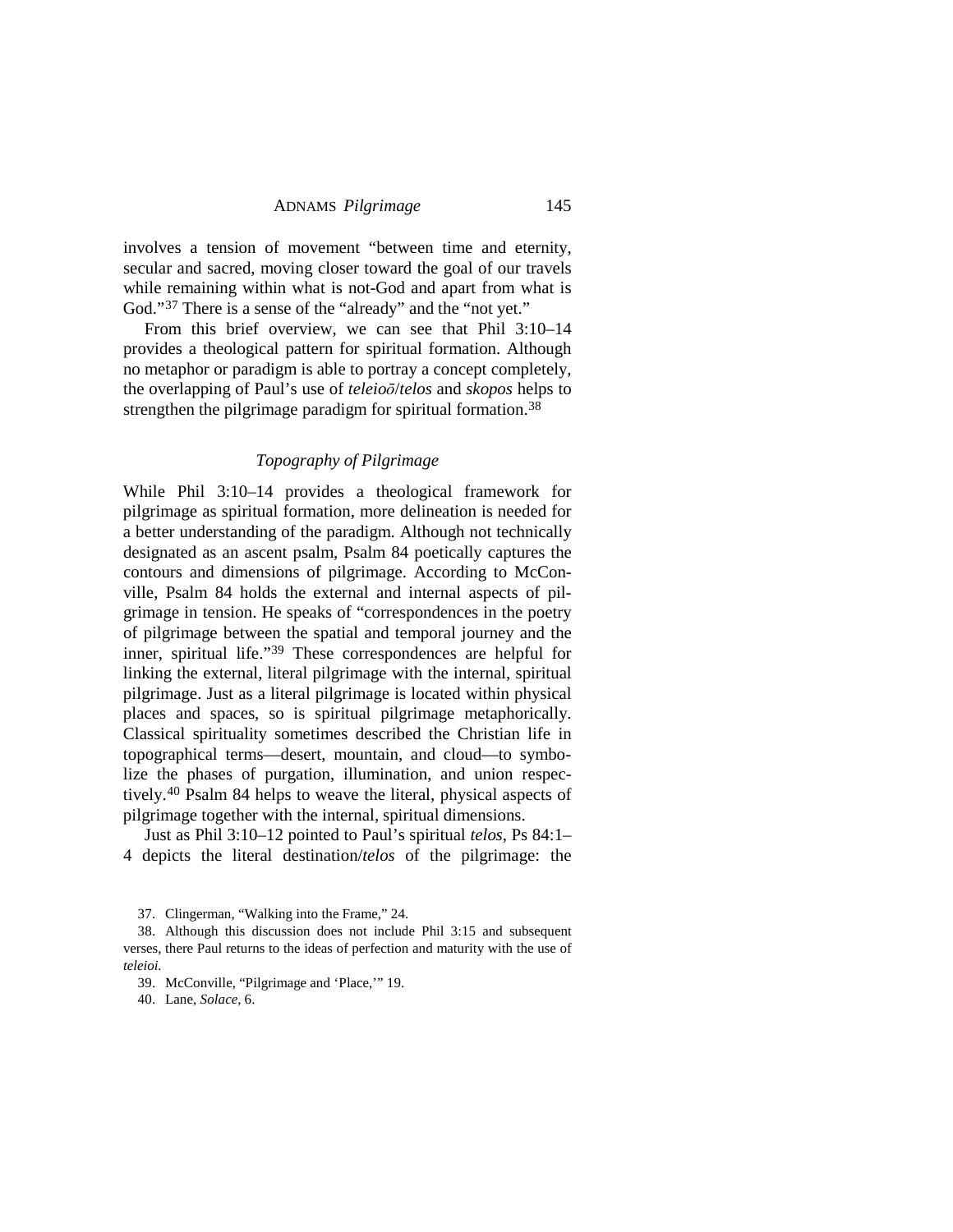involves a tension of movement "between time and eternity, secular and sacred, moving closer toward the goal of our travels while remaining within what is not-God and apart from what is God."[37] There is a sense of the "already" and the "not yet."

From this brief overview, we can see that Phil 3:10–14 provides a theological pattern for spiritual formation. Although no metaphor or paradigm is able to portray a concept completely, the overlapping of Paul's use of *teleioō*/*telos* and *skopos* helps to strengthen the pilgrimage paradigm for spiritual formation.[38]

### *Topography of Pilgrimage*

While Phil 3:10–14 provides a theological framework for pilgrimage as spiritual formation, more delineation is needed for a better understanding of the paradigm. Although not technically designated as an ascent psalm, Psalm 84 poetically captures the contours and dimensions of pilgrimage. According to McConville, Psalm 84 holds the external and internal aspects of pilgrimage in tension. He speaks of "correspondences in the poetry of pilgrimage between the spatial and temporal journey and the inner, spiritual life."[39] These correspondences are helpful for linking the external, literal pilgrimage with the internal, spiritual pilgrimage. Just as a literal pilgrimage is located within physical places and spaces, so is spiritual pilgrimage metaphorically. Classical spirituality sometimes described the Christian life in topographical terms—desert, mountain, and cloud—to symbolize the phases of purgation, illumination, and union respectively.[40] Psalm 84 helps to weave the literal, physical aspects of pilgrimage together with the internal, spiritual dimensions.

Just as Phil 3:10–12 pointed to Paul's spiritual *telos*, Ps 84:1–4 depicts the literal destination/*telos* of the pilgrimage: the

37. Clingerman, "Walking into the Frame," 24.

38. Although this discussion does not include Phil 3:15 and subsequent verses, there Paul returns to the ideas of perfection and maturity with the use of *teleioi.*

39. McConville, "Pilgrimage and 'Place,'" 19.

40. Lane, *Solace*, 6.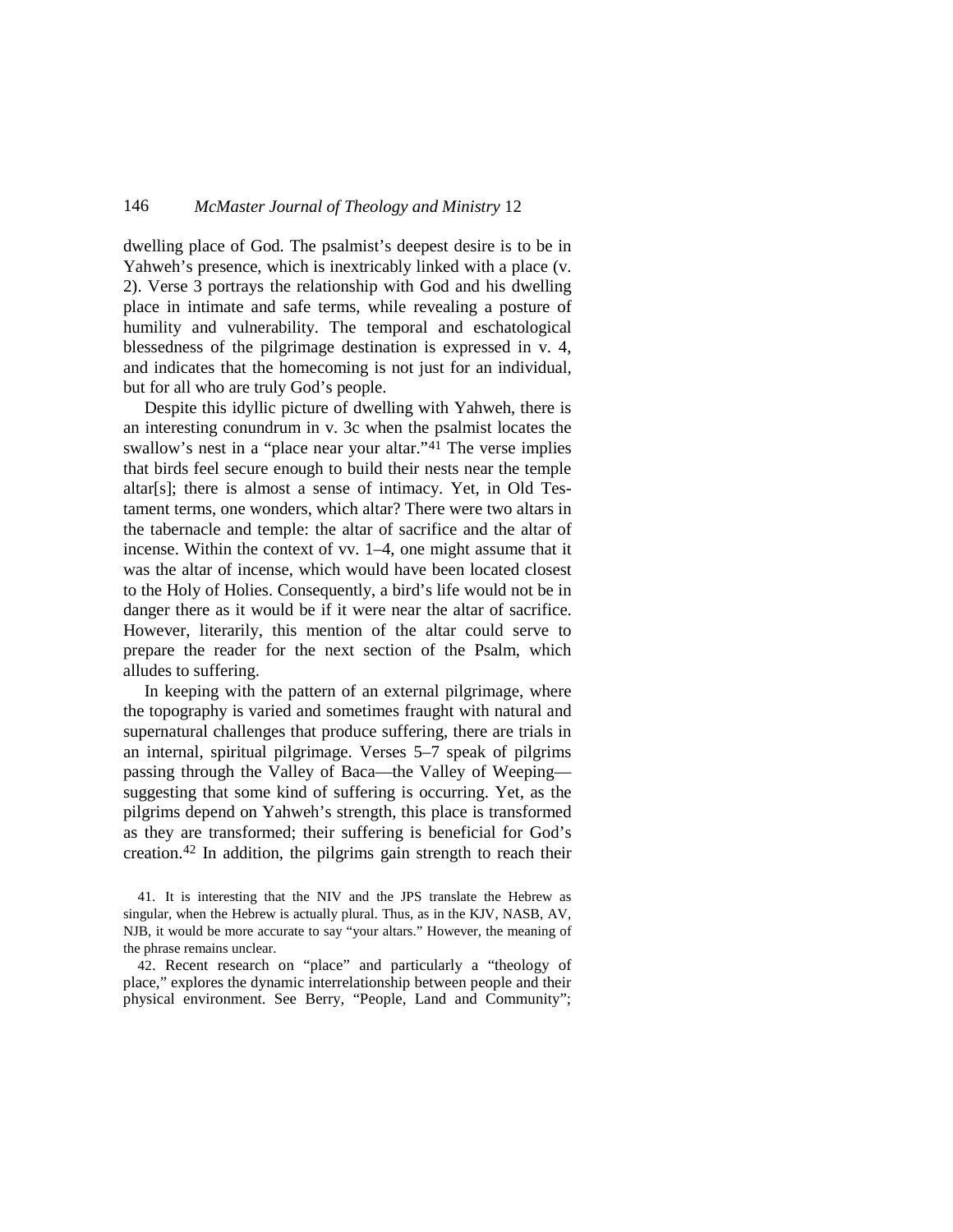dwelling place of God. The psalmist's deepest desire is to be in Yahweh's presence, which is inextricably linked with a place (v. 2). Verse 3 portrays the relationship with God and his dwelling place in intimate and safe terms, while revealing a posture of humility and vulnerability. The temporal and eschatological blessedness of the pilgrimage destination is expressed in v. 4, and indicates that the homecoming is not just for an individual, but for all who are truly God's people.

Despite this idyllic picture of dwelling with Yahweh, there is an interesting conundrum in v. 3c when the psalmist locates the swallow's nest in a "place near your altar."[41] The verse implies that birds feel secure enough to build their nests near the temple altar[s]; there is almost a sense of intimacy. Yet, in Old Testament terms, one wonders, which altar? There were two altars in the tabernacle and temple: the altar of sacrifice and the altar of incense. Within the context of vv. 1–4, one might assume that it was the altar of incense, which would have been located closest to the Holy of Holies. Consequently, a bird's life would not be in danger there as it would be if it were near the altar of sacrifice. However, literarily, this mention of the altar could serve to prepare the reader for the next section of the Psalm, which alludes to suffering.

In keeping with the pattern of an external pilgrimage, where the topography is varied and sometimes fraught with natural and supernatural challenges that produce suffering, there are trials in an internal, spiritual pilgrimage. Verses 5–7 speak of pilgrims passing through the Valley of Baca—the Valley of Weeping—suggesting that some kind of suffering is occurring. Yet, as the pilgrims depend on Yahweh's strength, this place is transformed as they are transformed; their suffering is beneficial for God's creation.[42] In addition, the pilgrims gain strength to reach their

41. It is interesting that the NIV and the JPS translate the Hebrew as singular, when the Hebrew is actually plural. Thus, as in the KJV, NASB, AV, NJB, it would be more accurate to say "your altars." However, the meaning of the phrase remains unclear.

42. Recent research on "place" and particularly a "theology of place," explores the dynamic interrelationship between people and their physical environment. See Berry, "People, Land and Community";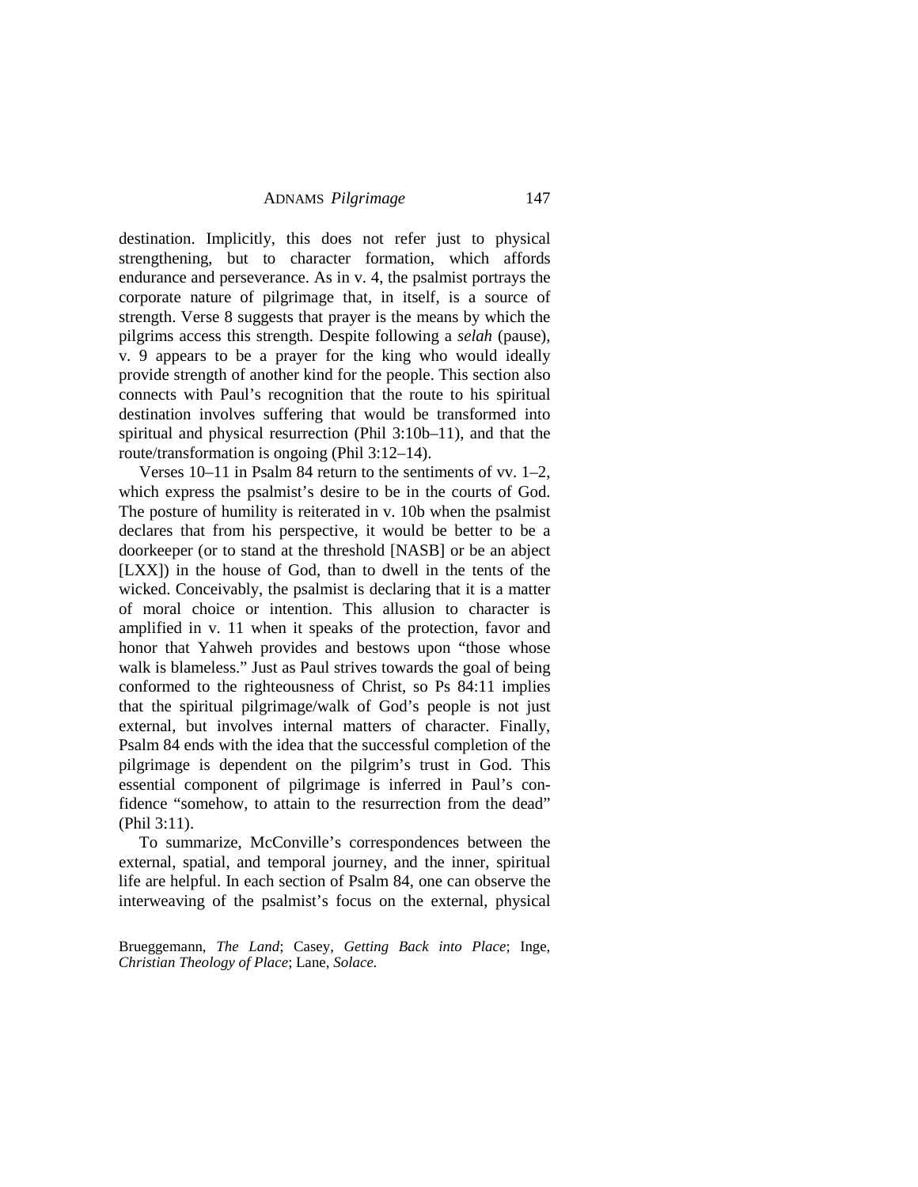destination. Implicitly, this does not refer just to physical strengthening, but to character formation, which affords endurance and perseverance. As in v. 4, the psalmist portrays the corporate nature of pilgrimage that, in itself, is a source of strength. Verse 8 suggests that prayer is the means by which the pilgrims access this strength. Despite following a *selah* (pause), v. 9 appears to be a prayer for the king who would ideally provide strength of another kind for the people. This section also connects with Paul's recognition that the route to his spiritual destination involves suffering that would be transformed into spiritual and physical resurrection (Phil 3:10b–11), and that the route/transformation is ongoing (Phil 3:12–14).

Verses 10–11 in Psalm 84 return to the sentiments of vv. 1–2, which express the psalmist's desire to be in the courts of God. The posture of humility is reiterated in v. 10b when the psalmist declares that from his perspective, it would be better to be a doorkeeper (or to stand at the threshold [NASB] or be an abject [LXX]) in the house of God, than to dwell in the tents of the wicked. Conceivably, the psalmist is declaring that it is a matter of moral choice or intention. This allusion to character is amplified in v. 11 when it speaks of the protection, favor and honor that Yahweh provides and bestows upon "those whose walk is blameless." Just as Paul strives towards the goal of being conformed to the righteousness of Christ, so Ps 84:11 implies that the spiritual pilgrimage/walk of God's people is not just external, but involves internal matters of character. Finally, Psalm 84 ends with the idea that the successful completion of the pilgrimage is dependent on the pilgrim's trust in God. This essential component of pilgrimage is inferred in Paul's confidence "somehow, to attain to the resurrection from the dead" (Phil 3:11).

To summarize, McConville's correspondences between the external, spatial, and temporal journey, and the inner, spiritual life are helpful. In each section of Psalm 84, one can observe the interweaving of the psalmist's focus on the external, physical

Brueggemann, *The Land*; Casey, *Getting Back into Place*; Inge, *Christian Theology of Place*; Lane, *Solace*.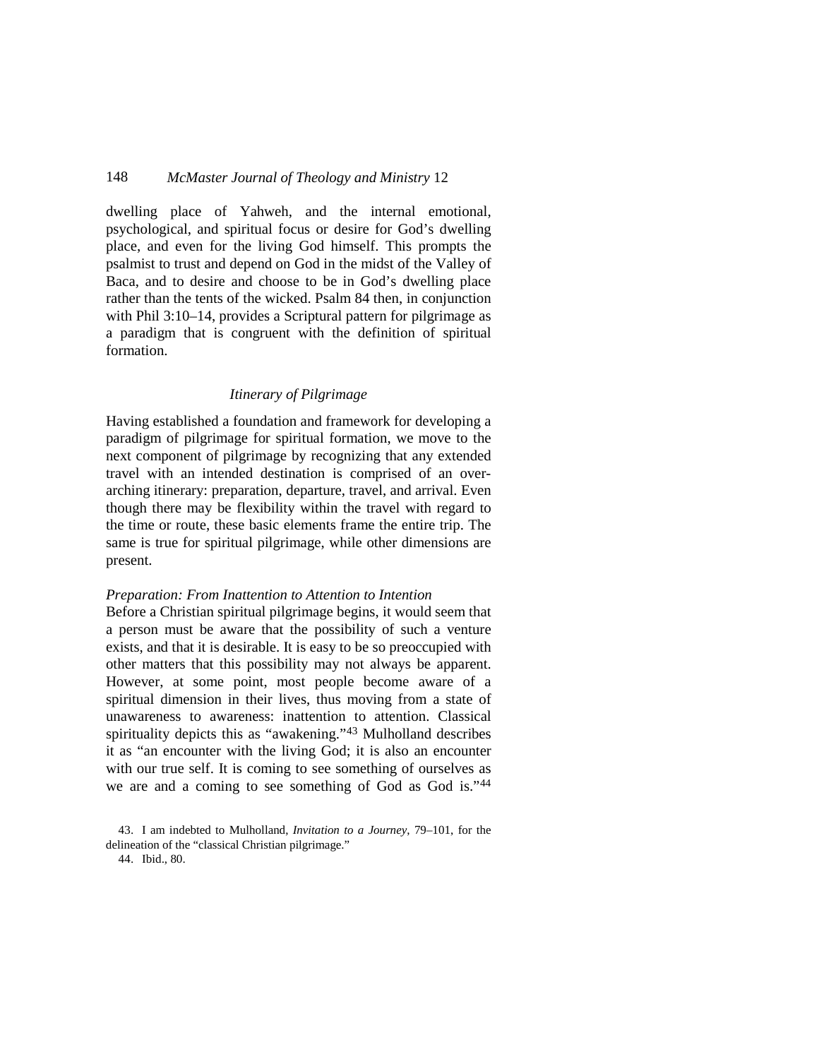dwelling place of Yahweh, and the internal emotional, psychological, and spiritual focus or desire for God's dwelling place, and even for the living God himself. This prompts the psalmist to trust and depend on God in the midst of the Valley of Baca, and to desire and choose to be in God's dwelling place rather than the tents of the wicked. Psalm 84 then, in conjunction with Phil 3:10–14, provides a Scriptural pattern for pilgrimage as a paradigm that is congruent with the definition of spiritual formation.

### *Itinerary of Pilgrimage*

Having established a foundation and framework for developing a paradigm of pilgrimage for spiritual formation, we move to the next component of pilgrimage by recognizing that any extended travel with an intended destination is comprised of an overarching itinerary: preparation, departure, travel, and arrival. Even though there may be flexibility within the travel with regard to the time or route, these basic elements frame the entire trip. The same is true for spiritual pilgrimage, while other dimensions are present.

#### *Preparation: From Inattention to Attention to Intention*

Before a Christian spiritual pilgrimage begins, it would seem that a person must be aware that the possibility of such a venture exists, and that it is desirable. It is easy to be so preoccupied with other matters that this possibility may not always be apparent. However, at some point, most people become aware of a spiritual dimension in their lives, thus moving from a state of unawareness to awareness: inattention to attention. Classical spirituality depicts this as "awakening."[43] Mulholland describes it as "an encounter with the living God; it is also an encounter with our true self. It is coming to see something of ourselves as we are and a coming to see something of God as God is."[44]

43. I am indebted to Mulholland, *Invitation to a Journey*, 79–101, for the delineation of the "classical Christian pilgrimage."

44. Ibid., 80.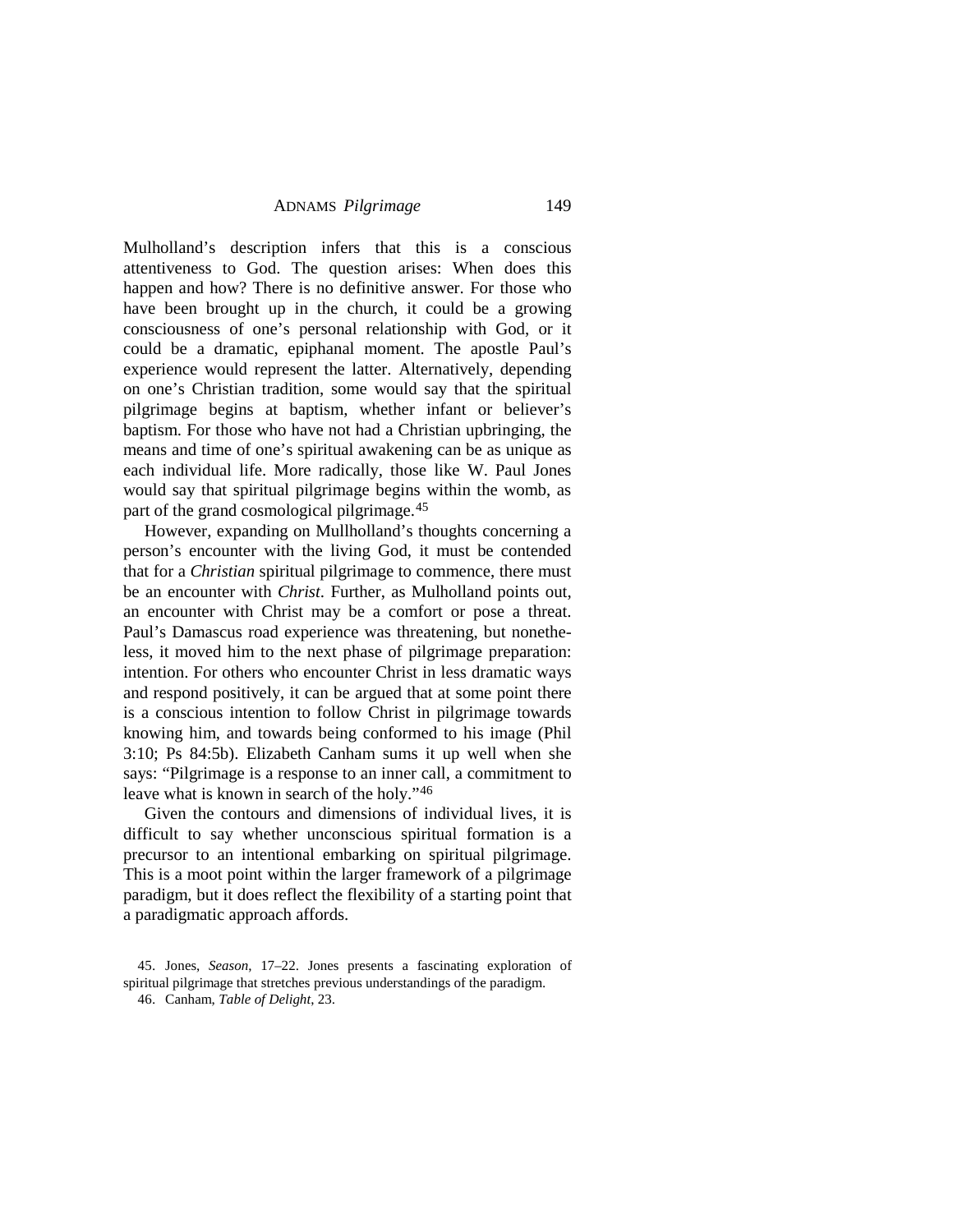Mulholland's description infers that this is a conscious attentiveness to God. The question arises: When does this happen and how? There is no definitive answer. For those who have been brought up in the church, it could be a growing consciousness of one's personal relationship with God, or it could be a dramatic, epiphanal moment. The apostle Paul's experience would represent the latter. Alternatively, depending on one's Christian tradition, some would say that the spiritual pilgrimage begins at baptism, whether infant or believer's baptism. For those who have not had a Christian upbringing, the means and time of one's spiritual awakening can be as unique as each individual life. More radically, those like W. Paul Jones would say that spiritual pilgrimage begins within the womb, as part of the grand cosmological pilgrimage.[45]

However, expanding on Mullholland's thoughts concerning a person's encounter with the living God, it must be contended that for a *Christian* spiritual pilgrimage to commence, there must be an encounter with *Christ*. Further, as Mulholland points out, an encounter with Christ may be a comfort or pose a threat. Paul's Damascus road experience was threatening, but nonetheless, it moved him to the next phase of pilgrimage preparation: intention. For others who encounter Christ in less dramatic ways and respond positively, it can be argued that at some point there is a conscious intention to follow Christ in pilgrimage towards knowing him, and towards being conformed to his image (Phil 3:10; Ps 84:5b). Elizabeth Canham sums it up well when she says: "Pilgrimage is a response to an inner call, a commitment to leave what is known in search of the holy."[46]

Given the contours and dimensions of individual lives, it is difficult to say whether unconscious spiritual formation is a precursor to an intentional embarking on spiritual pilgrimage. This is a moot point within the larger framework of a pilgrimage paradigm, but it does reflect the flexibility of a starting point that a paradigmatic approach affords.

45. Jones, *Season*, 17–22. Jones presents a fascinating exploration of spiritual pilgrimage that stretches previous understandings of the paradigm.

46. Canham, *Table of Delight*, 23.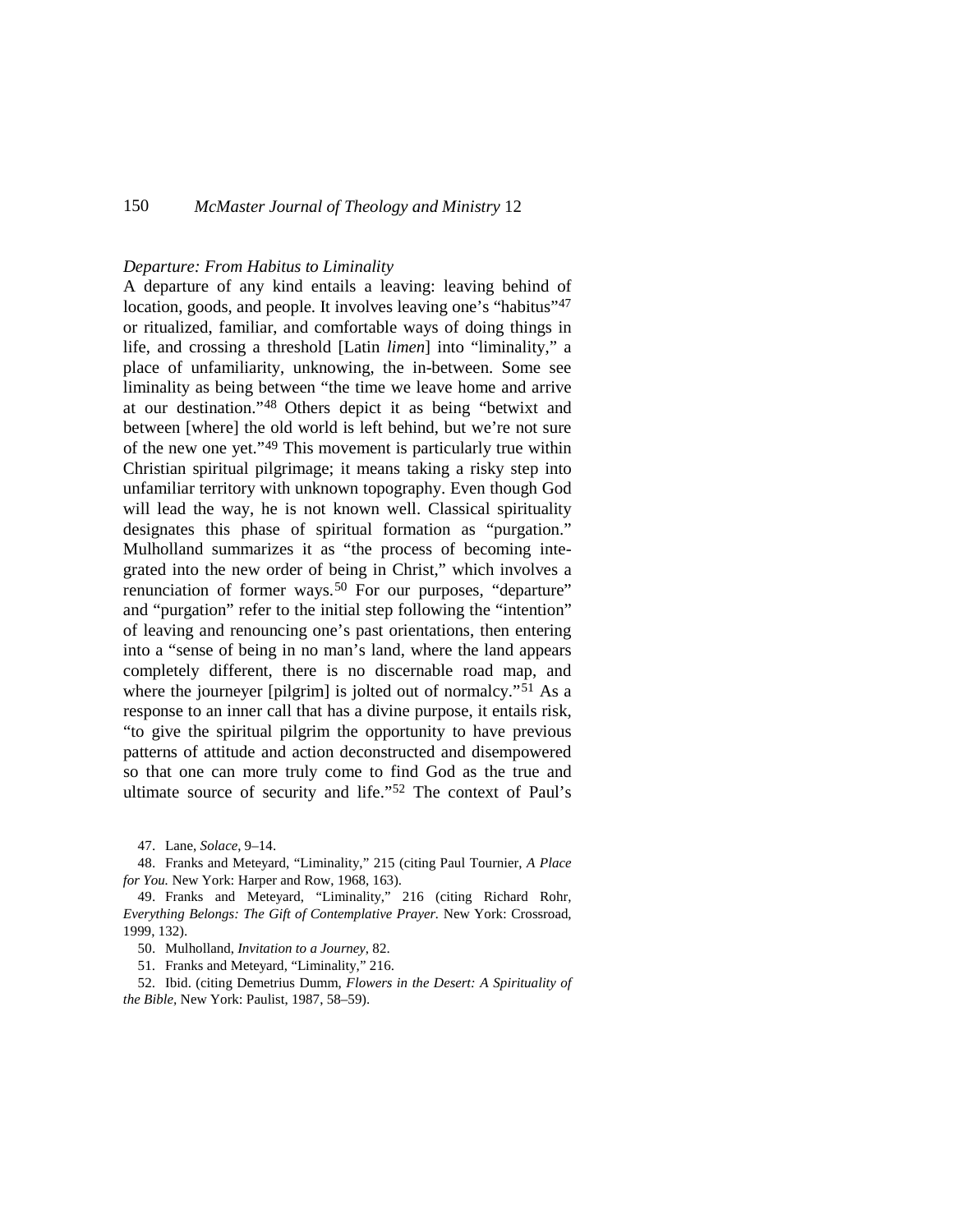*Departure: From Habitus to Liminality*

A departure of any kind entails a leaving: leaving behind of location, goods, and people. It involves leaving one's "habitus"[47] or ritualized, familiar, and comfortable ways of doing things in life, and crossing a threshold [Latin *limen*] into "liminality," a place of unfamiliarity, unknowing, the in-between. Some see liminality as being between "the time we leave home and arrive at our destination."[48] Others depict it as being "betwixt and between [where] the old world is left behind, but we're not sure of the new one yet."[49] This movement is particularly true within Christian spiritual pilgrimage; it means taking a risky step into unfamiliar territory with unknown topography. Even though God will lead the way, he is not known well. Classical spirituality designates this phase of spiritual formation as "purgation." Mulholland summarizes it as "the process of becoming integrated into the new order of being in Christ," which involves a renunciation of former ways.[50] For our purposes, "departure" and "purgation" refer to the initial step following the "intention" of leaving and renouncing one's past orientations, then entering into a "sense of being in no man's land, where the land appears completely different, there is no discernable road map, and where the journeyer [pilgrim] is jolted out of normalcy."[51] As a response to an inner call that has a divine purpose, it entails risk, "to give the spiritual pilgrim the opportunity to have previous patterns of attitude and action deconstructed and disempowered so that one can more truly come to find God as the true and ultimate source of security and life."[52] The context of Paul's

47. Lane, *Solace*, 9–14.

48. Franks and Meteyard, "Liminality," 215 (citing Paul Tournier, *A Place for You.* New York: Harper and Row, 1968, 163).

49. Franks and Meteyard, "Liminality," 216 (citing Richard Rohr, *Everything Belongs: The Gift of Contemplative Prayer.* New York: Crossroad, 1999, 132).

50. Mulholland, *Invitation to a Journey*, 82.

51. Franks and Meteyard, "Liminality," 216.

52. Ibid. (citing Demetrius Dumm, *Flowers in the Desert: A Spirituality of the Bible*, New York: Paulist, 1987, 58–59).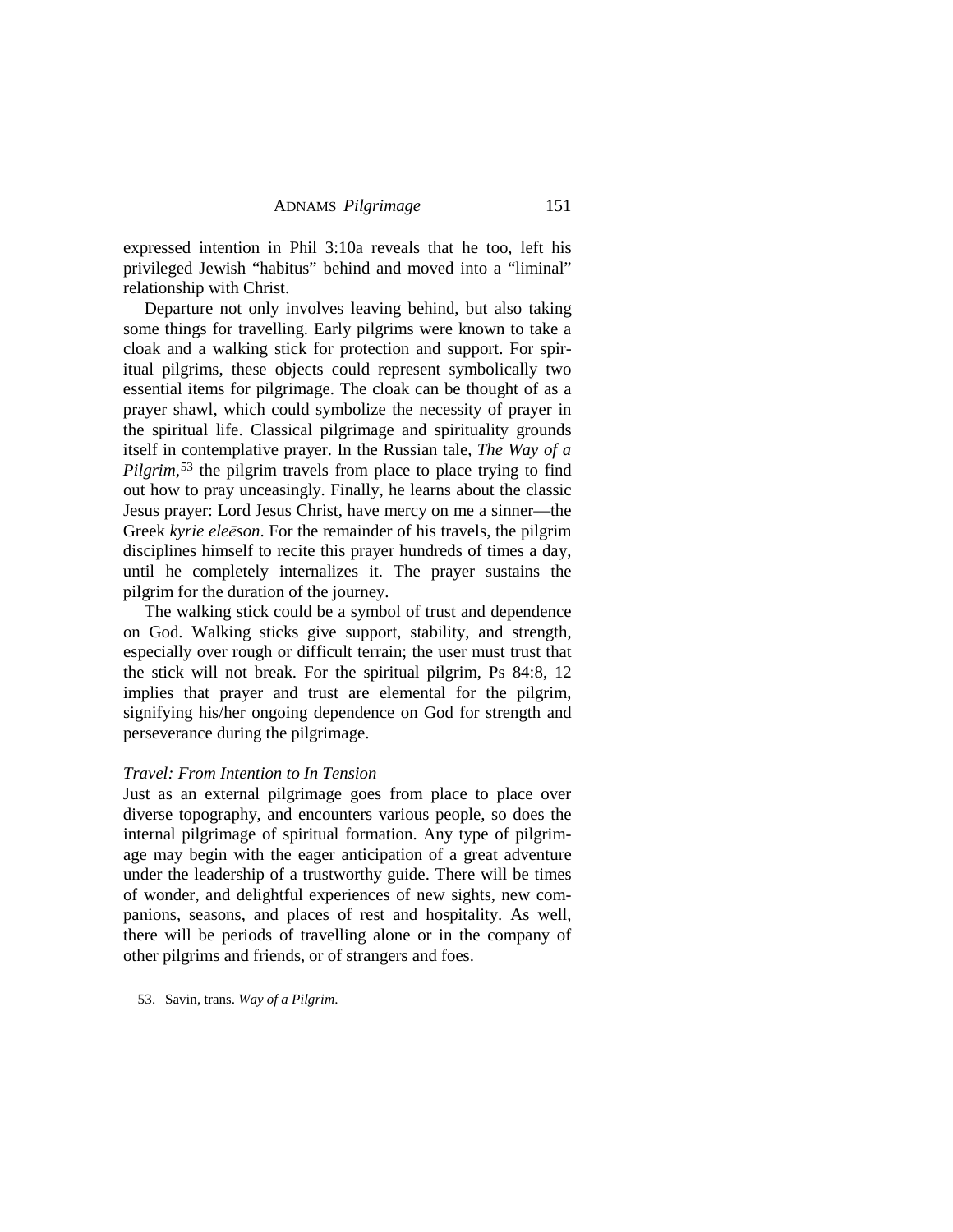expressed intention in Phil 3:10a reveals that he too, left his privileged Jewish "habitus" behind and moved into a "liminal" relationship with Christ.

Departure not only involves leaving behind, but also taking some things for travelling. Early pilgrims were known to take a cloak and a walking stick for protection and support. For spiritual pilgrims, these objects could represent symbolically two essential items for pilgrimage. The cloak can be thought of as a prayer shawl, which could symbolize the necessity of prayer in the spiritual life. Classical pilgrimage and spirituality grounds itself in contemplative prayer. In the Russian tale, *The Way of a Pilgrim*,[53] the pilgrim travels from place to place trying to find out how to pray unceasingly. Finally, he learns about the classic Jesus prayer: Lord Jesus Christ, have mercy on me a sinner—the Greek *kyrie eleēson*. For the remainder of his travels, the pilgrim disciplines himself to recite this prayer hundreds of times a day, until he completely internalizes it. The prayer sustains the pilgrim for the duration of the journey.

The walking stick could be a symbol of trust and dependence on God. Walking sticks give support, stability, and strength, especially over rough or difficult terrain; the user must trust that the stick will not break. For the spiritual pilgrim, Ps 84:8, 12 implies that prayer and trust are elemental for the pilgrim, signifying his/her ongoing dependence on God for strength and perseverance during the pilgrimage.

### *Travel: From Intention to In Tension*

Just as an external pilgrimage goes from place to place over diverse topography, and encounters various people, so does the internal pilgrimage of spiritual formation. Any type of pilgrimage may begin with the eager anticipation of a great adventure under the leadership of a trustworthy guide. There will be times of wonder, and delightful experiences of new sights, new companions, seasons, and places of rest and hospitality. As well, there will be periods of travelling alone or in the company of other pilgrims and friends, or of strangers and foes.

53. Savin, trans. *Way of a Pilgrim*.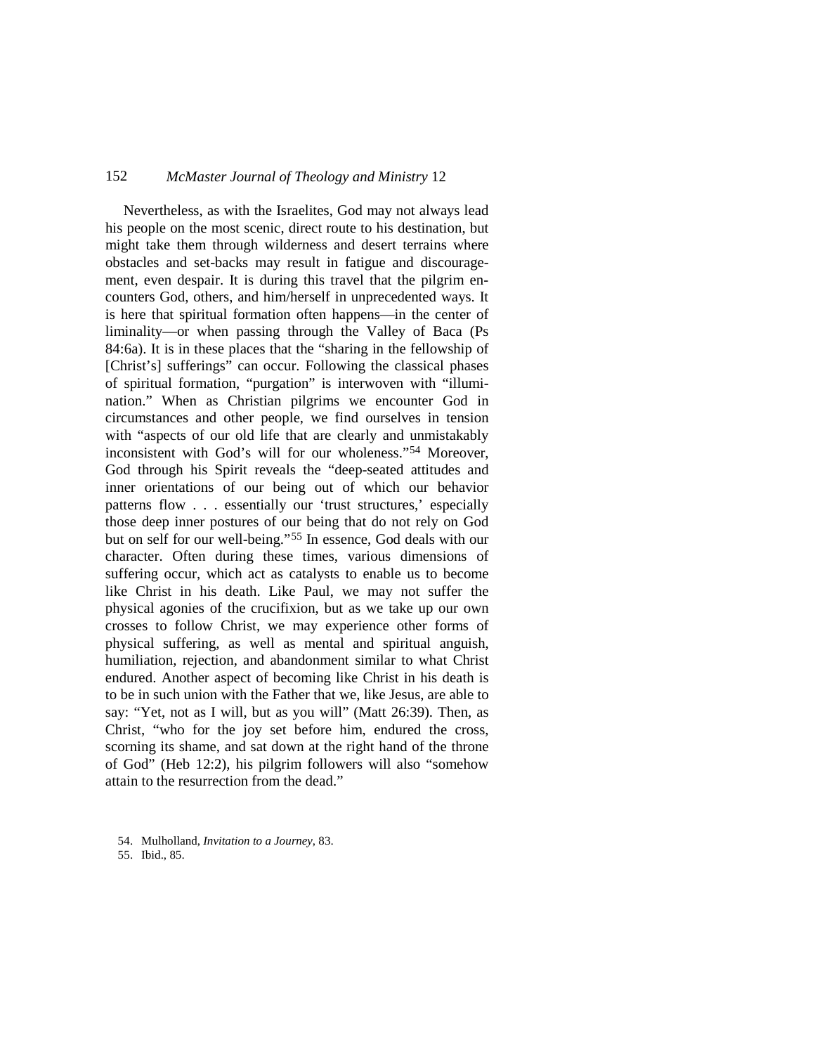Nevertheless, as with the Israelites, God may not always lead his people on the most scenic, direct route to his destination, but might take them through wilderness and desert terrains where obstacles and set-backs may result in fatigue and discouragement, even despair. It is during this travel that the pilgrim encounters God, others, and him/herself in unprecedented ways. It is here that spiritual formation often happens—in the center of liminality—or when passing through the Valley of Baca (Ps 84:6a). It is in these places that the "sharing in the fellowship of [Christ's] sufferings" can occur. Following the classical phases of spiritual formation, "purgation" is interwoven with "illumination." When as Christian pilgrims we encounter God in circumstances and other people, we find ourselves in tension with "aspects of our old life that are clearly and unmistakably inconsistent with God's will for our wholeness."[54] Moreover, God through his Spirit reveals the "deep-seated attitudes and inner orientations of our being out of which our behavior patterns flow . . . essentially our 'trust structures,' especially those deep inner postures of our being that do not rely on God but on self for our well-being."[55] In essence, God deals with our character. Often during these times, various dimensions of suffering occur, which act as catalysts to enable us to become like Christ in his death. Like Paul, we may not suffer the physical agonies of the crucifixion, but as we take up our own crosses to follow Christ, we may experience other forms of physical suffering, as well as mental and spiritual anguish, humiliation, rejection, and abandonment similar to what Christ endured. Another aspect of becoming like Christ in his death is to be in such union with the Father that we, like Jesus, are able to say: "Yet, not as I will, but as you will" (Matt 26:39). Then, as Christ, "who for the joy set before him, endured the cross, scorning its shame, and sat down at the right hand of the throne of God" (Heb 12:2), his pilgrim followers will also "somehow attain to the resurrection from the dead."

54. Mulholland, *Invitation to a Journey*, 83.

55. Ibid., 85.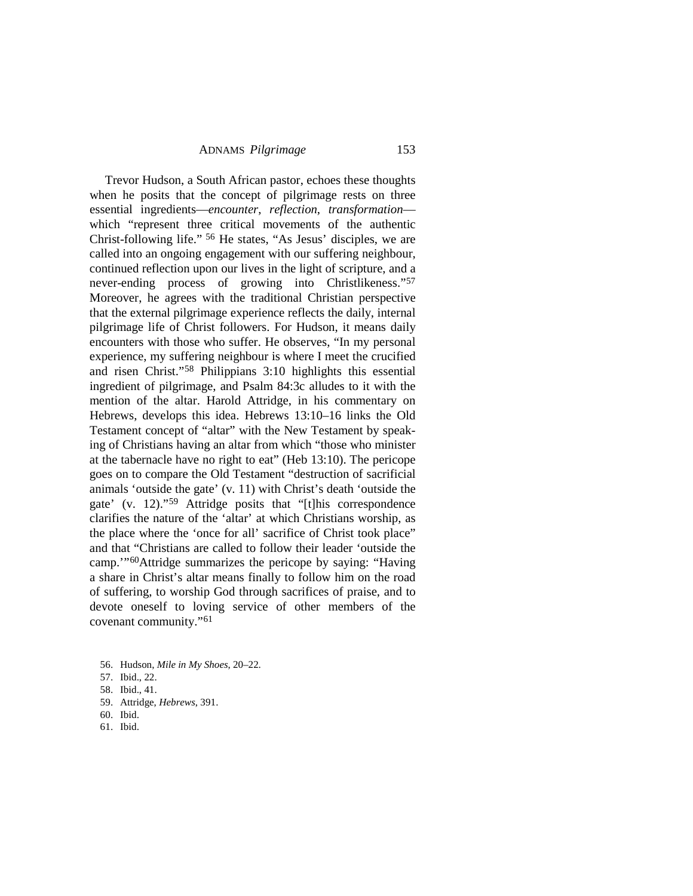Trevor Hudson, a South African pastor, echoes these thoughts when he posits that the concept of pilgrimage rests on three essential ingredients—*encounter*, *reflection*, *transformation*—which "represent three critical movements of the authentic Christ-following life." [56] He states, "As Jesus' disciples, we are called into an ongoing engagement with our suffering neighbour, continued reflection upon our lives in the light of scripture, and a never-ending process of growing into Christlikeness."[57] Moreover, he agrees with the traditional Christian perspective that the external pilgrimage experience reflects the daily, internal pilgrimage life of Christ followers. For Hudson, it means daily encounters with those who suffer. He observes, "In my personal experience, my suffering neighbour is where I meet the crucified and risen Christ."[58] Philippians 3:10 highlights this essential ingredient of pilgrimage, and Psalm 84:3c alludes to it with the mention of the altar. Harold Attridge, in his commentary on Hebrews, develops this idea. Hebrews 13:10–16 links the Old Testament concept of "altar" with the New Testament by speaking of Christians having an altar from which "those who minister at the tabernacle have no right to eat" (Heb 13:10). The pericope goes on to compare the Old Testament "destruction of sacrificial animals 'outside the gate' (v. 11) with Christ's death 'outside the gate' (v. 12)."[59] Attridge posits that "[t]his correspondence clarifies the nature of the 'altar' at which Christians worship, as the place where the 'once for all' sacrifice of Christ took place" and that "Christians are called to follow their leader 'outside the camp.'"[60]Attridge summarizes the pericope by saying: "Having a share in Christ's altar means finally to follow him on the road of suffering, to worship God through sacrifices of praise, and to devote oneself to loving service of other members of the covenant community."[61]

56. Hudson, *Mile in My Shoes*, 20–22.
57. Ibid., 22.
58. Ibid., 41.
59. Attridge, *Hebrews*, 391.
60. Ibid.
61. Ibid.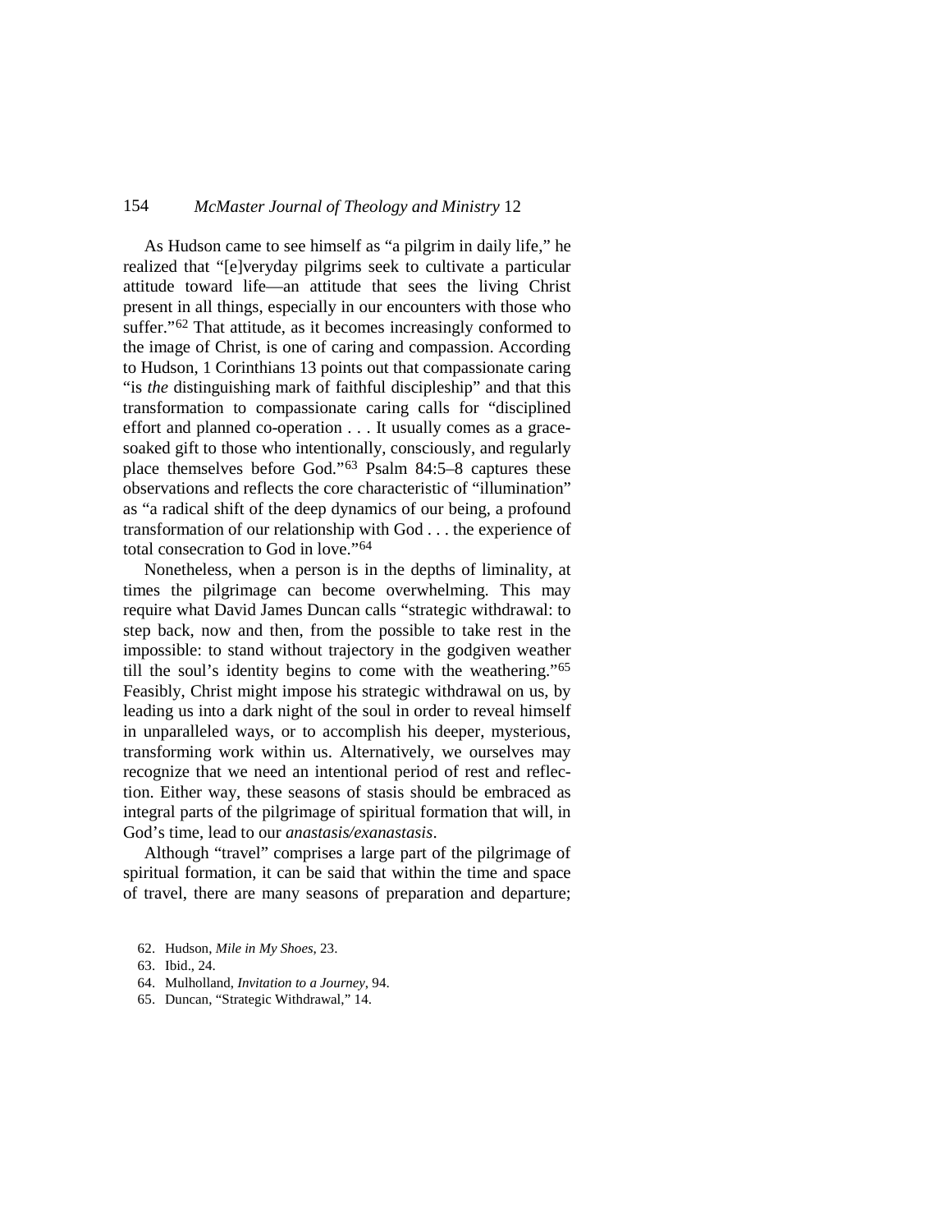As Hudson came to see himself as "a pilgrim in daily life," he realized that "[e]veryday pilgrims seek to cultivate a particular attitude toward life—an attitude that sees the living Christ present in all things, especially in our encounters with those who suffer."[62] That attitude, as it becomes increasingly conformed to the image of Christ, is one of caring and compassion. According to Hudson, 1 Corinthians 13 points out that compassionate caring "is *the* distinguishing mark of faithful discipleship" and that this transformation to compassionate caring calls for "disciplined effort and planned co-operation . . . It usually comes as a grace-soaked gift to those who intentionally, consciously, and regularly place themselves before God."[63] Psalm 84:5–8 captures these observations and reflects the core characteristic of "illumination" as "a radical shift of the deep dynamics of our being, a profound transformation of our relationship with God . . . the experience of total consecration to God in love."[64]

Nonetheless, when a person is in the depths of liminality, at times the pilgrimage can become overwhelming. This may require what David James Duncan calls "strategic withdrawal: to step back, now and then, from the possible to take rest in the impossible: to stand without trajectory in the godgiven weather till the soul's identity begins to come with the weathering."[65] Feasibly, Christ might impose his strategic withdrawal on us, by leading us into a dark night of the soul in order to reveal himself in unparalleled ways, or to accomplish his deeper, mysterious, transforming work within us. Alternatively, we ourselves may recognize that we need an intentional period of rest and reflection. Either way, these seasons of stasis should be embraced as integral parts of the pilgrimage of spiritual formation that will, in God's time, lead to our *anastasis/exanastasis*.

Although "travel" comprises a large part of the pilgrimage of spiritual formation, it can be said that within the time and space of travel, there are many seasons of preparation and departure;

62. Hudson, *Mile in My Shoes*, 23.

63. Ibid., 24.

64. Mulholland, *Invitation to a Journey*, 94.

65. Duncan, "Strategic Withdrawal," 14.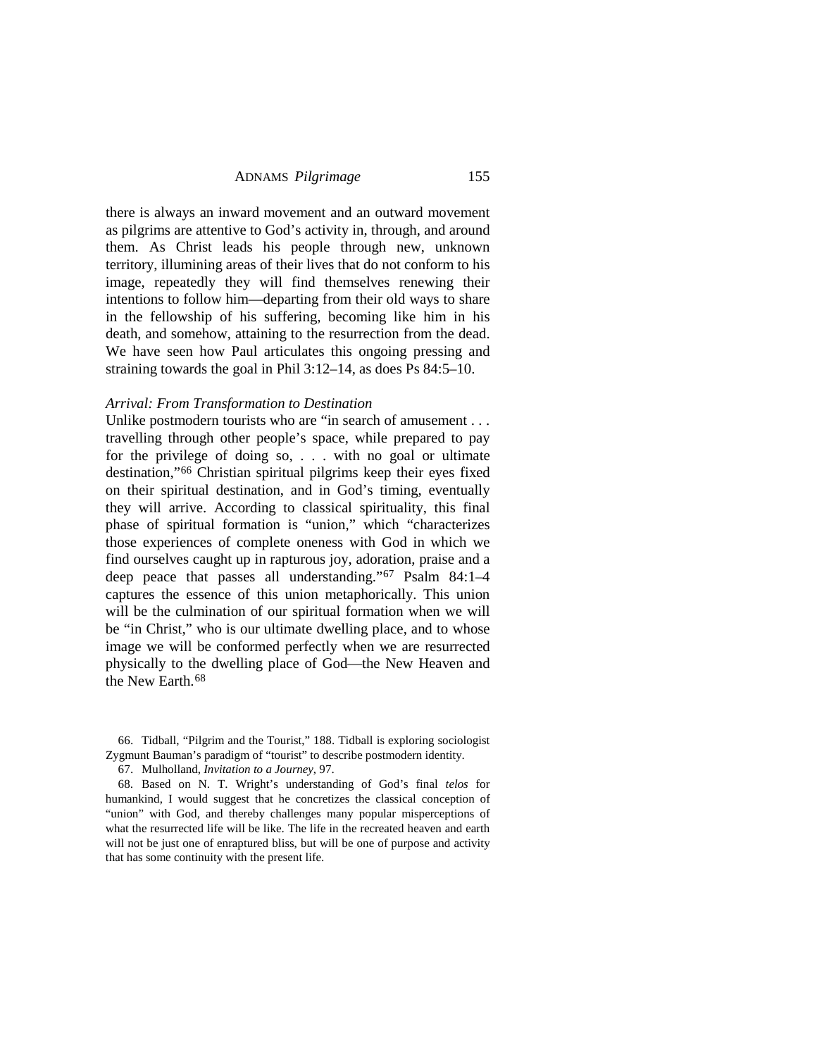there is always an inward movement and an outward movement as pilgrims are attentive to God's activity in, through, and around them. As Christ leads his people through new, unknown territory, illumining areas of their lives that do not conform to his image, repeatedly they will find themselves renewing their intentions to follow him—departing from their old ways to share in the fellowship of his suffering, becoming like him in his death, and somehow, attaining to the resurrection from the dead. We have seen how Paul articulates this ongoing pressing and straining towards the goal in Phil 3:12–14, as does Ps 84:5–10.

### *Arrival: From Transformation to Destination*

Unlike postmodern tourists who are "in search of amusement . . . travelling through other people's space, while prepared to pay for the privilege of doing so, . . . with no goal or ultimate destination,"[66] Christian spiritual pilgrims keep their eyes fixed on their spiritual destination, and in God's timing, eventually they will arrive. According to classical spirituality, this final phase of spiritual formation is "union," which "characterizes those experiences of complete oneness with God in which we find ourselves caught up in rapturous joy, adoration, praise and a deep peace that passes all understanding."[67] Psalm 84:1–4 captures the essence of this union metaphorically. This union will be the culmination of our spiritual formation when we will be "in Christ," who is our ultimate dwelling place, and to whose image we will be conformed perfectly when we are resurrected physically to the dwelling place of God—the New Heaven and the New Earth.[68]

66. Tidball, "Pilgrim and the Tourist," 188. Tidball is exploring sociologist Zygmunt Bauman's paradigm of "tourist" to describe postmodern identity.

67. Mulholland, *Invitation to a Journey*, 97.

68. Based on N. T. Wright's understanding of God's final *telos* for humankind, I would suggest that he concretizes the classical conception of "union" with God, and thereby challenges many popular misperceptions of what the resurrected life will be like. The life in the recreated heaven and earth will not be just one of enraptured bliss, but will be one of purpose and activity that has some continuity with the present life.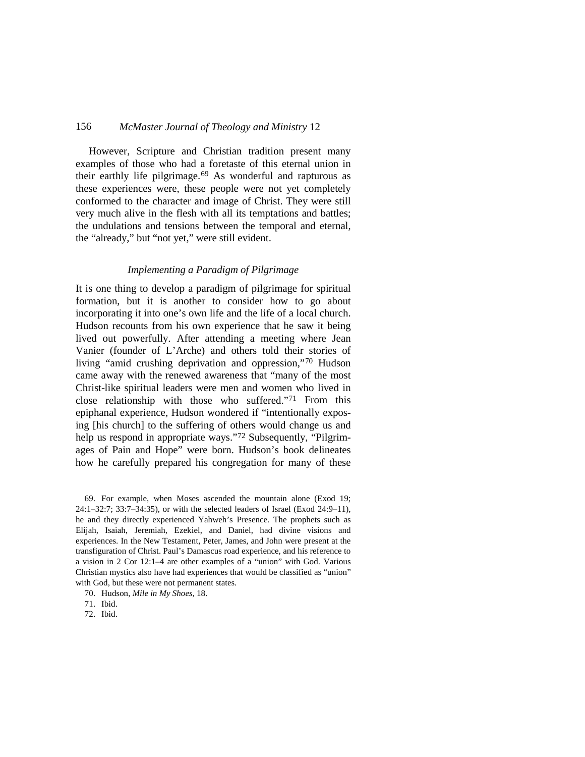However, Scripture and Christian tradition present many examples of those who had a foretaste of this eternal union in their earthly life pilgrimage.[69] As wonderful and rapturous as these experiences were, these people were not yet completely conformed to the character and image of Christ. They were still very much alive in the flesh with all its temptations and battles; the undulations and tensions between the temporal and eternal, the "already," but "not yet," were still evident.

### *Implementing a Paradigm of Pilgrimage*

It is one thing to develop a paradigm of pilgrimage for spiritual formation, but it is another to consider how to go about incorporating it into one's own life and the life of a local church. Hudson recounts from his own experience that he saw it being lived out powerfully. After attending a meeting where Jean Vanier (founder of L'Arche) and others told their stories of living "amid crushing deprivation and oppression,"[70] Hudson came away with the renewed awareness that "many of the most Christ-like spiritual leaders were men and women who lived in close relationship with those who suffered."[71] From this epiphanal experience, Hudson wondered if "intentionally exposing [his church] to the suffering of others would change us and help us respond in appropriate ways."[72] Subsequently, "Pilgrimages of Pain and Hope" were born. Hudson's book delineates how he carefully prepared his congregation for many of these

69. For example, when Moses ascended the mountain alone (Exod 19; 24:1–32:7; 33:7–34:35), or with the selected leaders of Israel (Exod 24:9–11), he and they directly experienced Yahweh's Presence. The prophets such as Elijah, Isaiah, Jeremiah, Ezekiel, and Daniel, had divine visions and experiences. In the New Testament, Peter, James, and John were present at the transfiguration of Christ. Paul's Damascus road experience, and his reference to a vision in 2 Cor 12:1–4 are other examples of a "union" with God. Various Christian mystics also have had experiences that would be classified as "union" with God, but these were not permanent states.

70. Hudson, *Mile in My Shoes*, 18.

71. Ibid.

72. Ibid.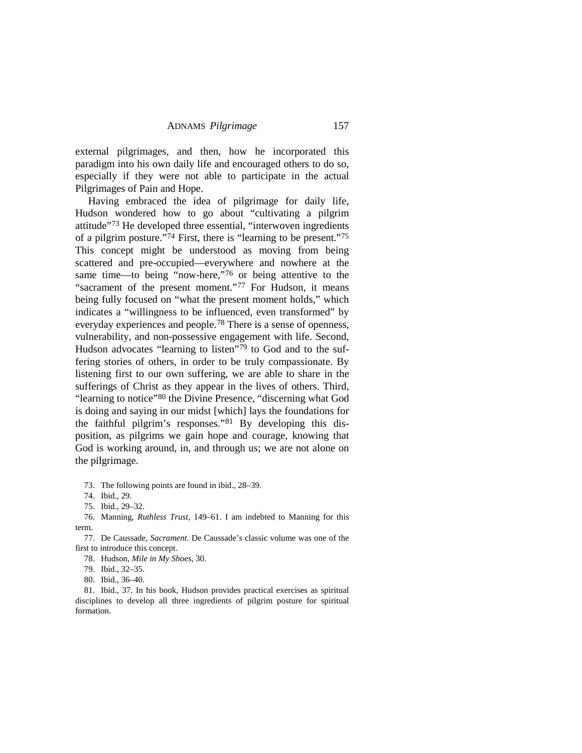external pilgrimages, and then, how he incorporated this paradigm into his own daily life and encouraged others to do so, especially if they were not able to participate in the actual Pilgrimages of Pain and Hope.

Having embraced the idea of pilgrimage for daily life, Hudson wondered how to go about "cultivating a pilgrim attitude"[73] He developed three essential, "interwoven ingredients of a pilgrim posture."[74] First, there is "learning to be present."[75] This concept might be understood as moving from being scattered and pre-occupied—everywhere and nowhere at the same time—to being "now-here,"[76] or being attentive to the "sacrament of the present moment."[77] For Hudson, it means being fully focused on "what the present moment holds," which indicates a "willingness to be influenced, even transformed" by everyday experiences and people.[78] There is a sense of openness, vulnerability, and non-possessive engagement with life. Second, Hudson advocates "learning to listen"[79] to God and to the suffering stories of others, in order to be truly compassionate. By listening first to our own suffering, we are able to share in the sufferings of Christ as they appear in the lives of others. Third, "learning to notice"[80] the Divine Presence, "discerning what God is doing and saying in our midst [which] lays the foundations for the faithful pilgrim's responses."[81] By developing this disposition, as pilgrims we gain hope and courage, knowing that God is working around, in, and through us; we are not alone on the pilgrimage.

73. The following points are found in ibid., 28–39.

74. Ibid., 29.

75. Ibid., 29–32.

76. Manning, *Ruthless Trust*, 149–61. I am indebted to Manning for this term.

77. De Caussade, *Sacrament.* De Caussade's classic volume was one of the first to introduce this concept.

78. Hudson, *Mile in My Shoes*, 30.

79. Ibid., 32–35.

80. Ibid., 36–40.

81. Ibid., 37. In his book, Hudson provides practical exercises as spiritual disciplines to develop all three ingredients of pilgrim posture for spiritual formation.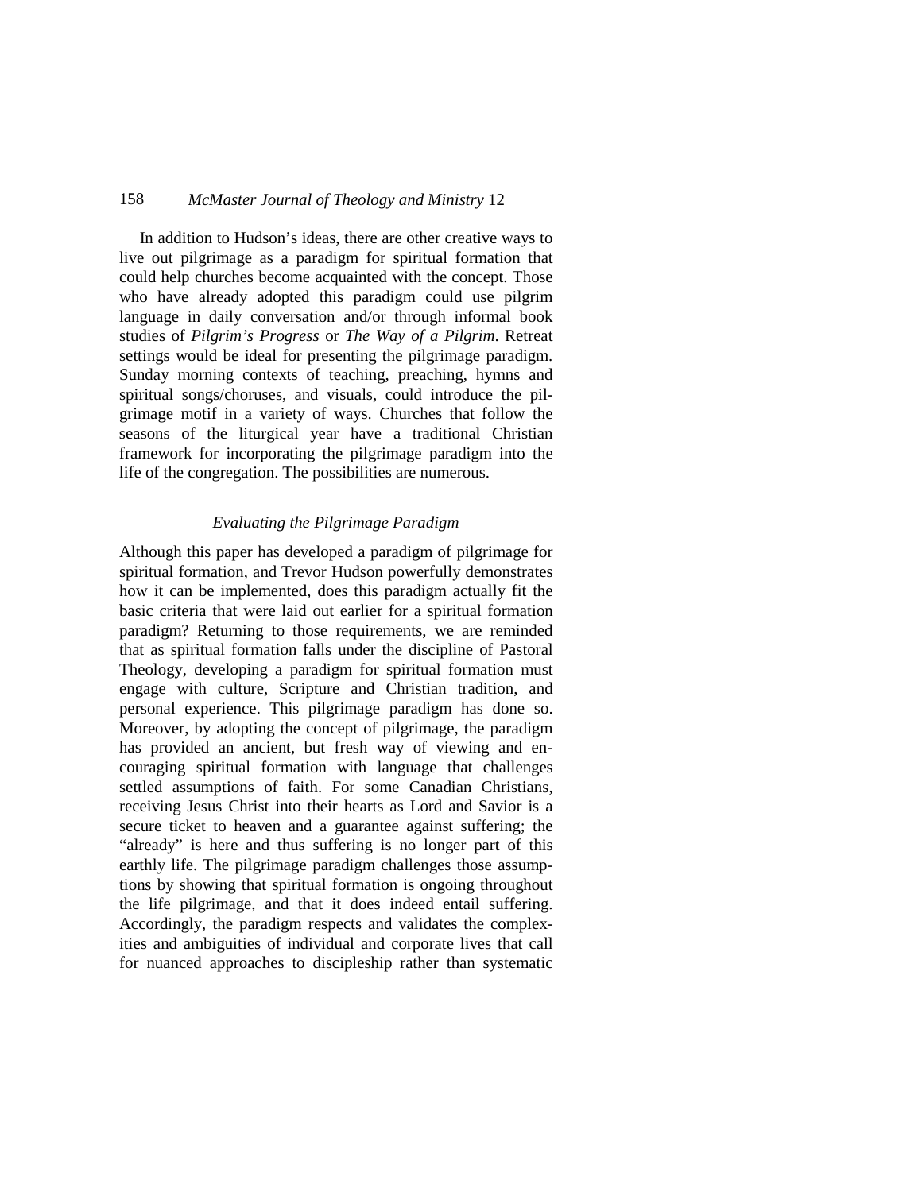In addition to Hudson's ideas, there are other creative ways to live out pilgrimage as a paradigm for spiritual formation that could help churches become acquainted with the concept. Those who have already adopted this paradigm could use pilgrim language in daily conversation and/or through informal book studies of *Pilgrim's Progress* or *The Way of a Pilgrim*. Retreat settings would be ideal for presenting the pilgrimage paradigm. Sunday morning contexts of teaching, preaching, hymns and spiritual songs/choruses, and visuals, could introduce the pilgrimage motif in a variety of ways. Churches that follow the seasons of the liturgical year have a traditional Christian framework for incorporating the pilgrimage paradigm into the life of the congregation. The possibilities are numerous.

### *Evaluating the Pilgrimage Paradigm*

Although this paper has developed a paradigm of pilgrimage for spiritual formation, and Trevor Hudson powerfully demonstrates how it can be implemented, does this paradigm actually fit the basic criteria that were laid out earlier for a spiritual formation paradigm? Returning to those requirements, we are reminded that as spiritual formation falls under the discipline of Pastoral Theology, developing a paradigm for spiritual formation must engage with culture, Scripture and Christian tradition, and personal experience. This pilgrimage paradigm has done so. Moreover, by adopting the concept of pilgrimage, the paradigm has provided an ancient, but fresh way of viewing and encouraging spiritual formation with language that challenges settled assumptions of faith. For some Canadian Christians, receiving Jesus Christ into their hearts as Lord and Savior is a secure ticket to heaven and a guarantee against suffering; the "already" is here and thus suffering is no longer part of this earthly life. The pilgrimage paradigm challenges those assumptions by showing that spiritual formation is ongoing throughout the life pilgrimage, and that it does indeed entail suffering. Accordingly, the paradigm respects and validates the complexities and ambiguities of individual and corporate lives that call for nuanced approaches to discipleship rather than systematic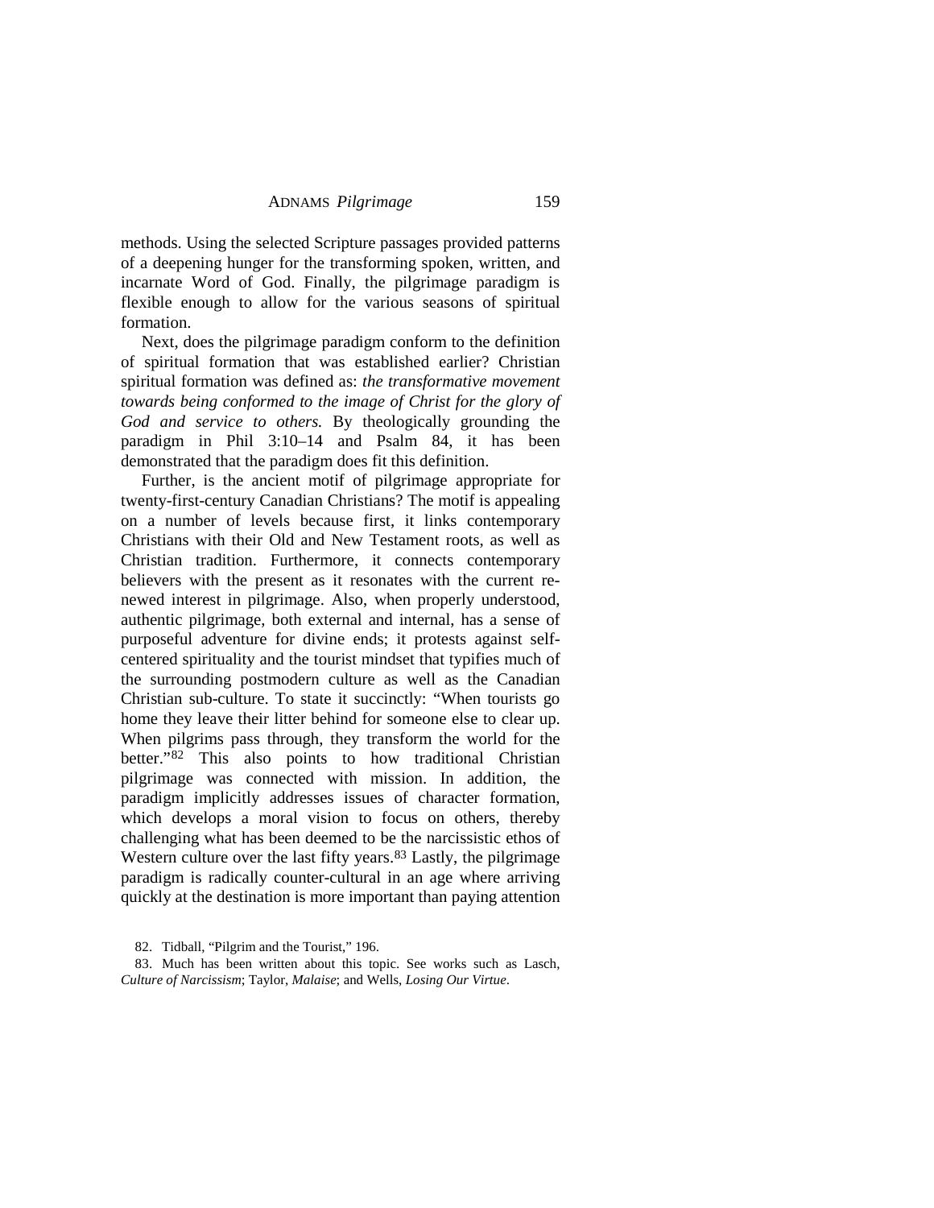methods. Using the selected Scripture passages provided patterns of a deepening hunger for the transforming spoken, written, and incarnate Word of God. Finally, the pilgrimage paradigm is flexible enough to allow for the various seasons of spiritual formation.

Next, does the pilgrimage paradigm conform to the definition of spiritual formation that was established earlier? Christian spiritual formation was defined as: *the transformative movement towards being conformed to the image of Christ for the glory of God and service to others.* By theologically grounding the paradigm in Phil 3:10–14 and Psalm 84, it has been demonstrated that the paradigm does fit this definition.

Further, is the ancient motif of pilgrimage appropriate for twenty-first-century Canadian Christians? The motif is appealing on a number of levels because first, it links contemporary Christians with their Old and New Testament roots, as well as Christian tradition. Furthermore, it connects contemporary believers with the present as it resonates with the current re-newed interest in pilgrimage. Also, when properly understood, authentic pilgrimage, both external and internal, has a sense of purposeful adventure for divine ends; it protests against self-centered spirituality and the tourist mindset that typifies much of the surrounding postmodern culture as well as the Canadian Christian sub-culture. To state it succinctly: "When tourists go home they leave their litter behind for someone else to clear up. When pilgrims pass through, they transform the world for the better."[82] This also points to how traditional Christian pilgrimage was connected with mission. In addition, the paradigm implicitly addresses issues of character formation, which develops a moral vision to focus on others, thereby challenging what has been deemed to be the narcissistic ethos of Western culture over the last fifty years.[83] Lastly, the pilgrimage paradigm is radically counter-cultural in an age where arriving quickly at the destination is more important than paying attention

82. Tidball, "Pilgrim and the Tourist," 196.

83. Much has been written about this topic. See works such as Lasch, *Culture of Narcissism*; Taylor, *Malaise*; and Wells, *Losing Our Virtue*.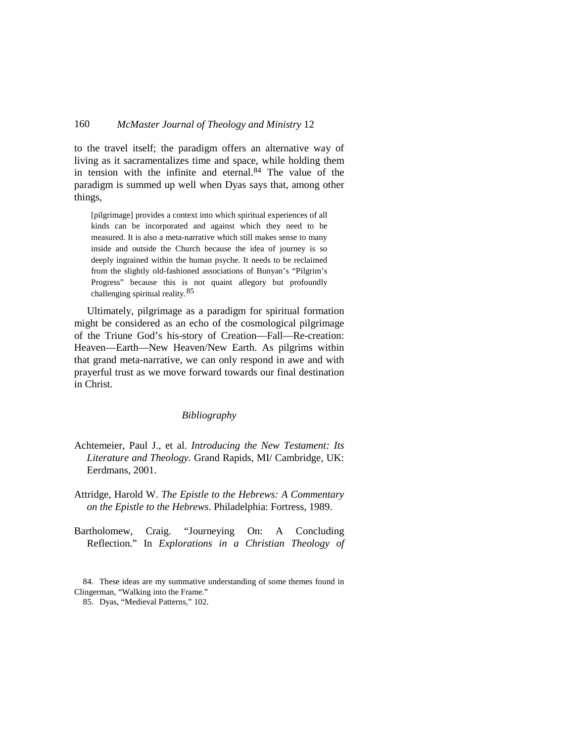to the travel itself; the paradigm offers an alternative way of living as it sacramentalizes time and space, while holding them in tension with the infinite and eternal.[84] The value of the paradigm is summed up well when Dyas says that, among other things,

> [pilgrimage] provides a context into which spiritual experiences of all kinds can be incorporated and against which they need to be measured. It is also a meta-narrative which still makes sense to many inside and outside the Church because the idea of journey is so deeply ingrained within the human psyche. It needs to be reclaimed from the slightly old-fashioned associations of Bunyan's "Pilgrim's Progress" because this is not quaint allegory but profoundly challenging spiritual reality.[85]

Ultimately, pilgrimage as a paradigm for spiritual formation might be considered as an echo of the cosmological pilgrimage of the Triune God's his-story of Creation—Fall—Re-creation: Heaven—Earth—New Heaven/New Earth. As pilgrims within that grand meta-narrative, we can only respond in awe and with prayerful trust as we move forward towards our final destination in Christ.

## *Bibliography*

Achtemeier, Paul J., et al. *Introducing the New Testament: Its Literature and Theology.* Grand Rapids, MI/ Cambridge, UK: Eerdmans, 2001.

Attridge, Harold W. *The Epistle to the Hebrews: A Commentary on the Epistle to the Hebrews*. Philadelphia: Fortress, 1989.

Bartholomew, Craig. "Journeying On: A Concluding Reflection." In *Explorations in a Christian Theology of*

84. These ideas are my summative understanding of some themes found in Clingerman, "Walking into the Frame."

85. Dyas, "Medieval Patterns," 102.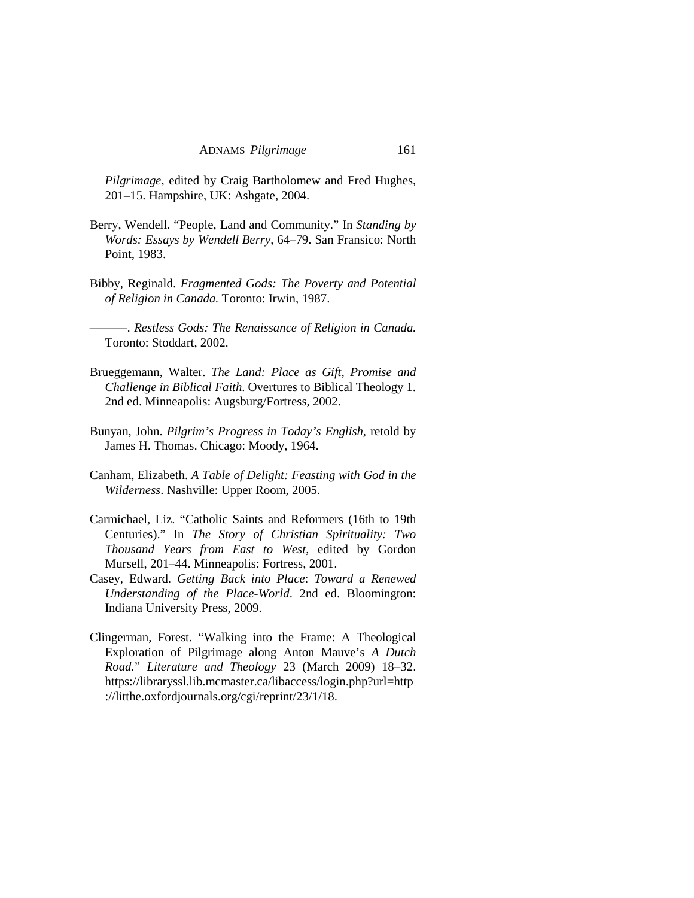*Pilgrimage*, edited by Craig Bartholomew and Fred Hughes, 201–15. Hampshire, UK: Ashgate, 2004.

Berry, Wendell. "People, Land and Community." In *Standing by Words: Essays by Wendell Berry*, 64–79. San Fransico: North Point, 1983.

Bibby, Reginald. *Fragmented Gods: The Poverty and Potential of Religion in Canada.* Toronto: Irwin, 1987.

———. *Restless Gods: The Renaissance of Religion in Canada.* Toronto: Stoddart, 2002.

Brueggemann, Walter. *The Land: Place as Gift, Promise and Challenge in Biblical Faith*. Overtures to Biblical Theology 1. 2nd ed. Minneapolis: Augsburg/Fortress, 2002.

Bunyan, John. *Pilgrim's Progress in Today's English*, retold by James H. Thomas. Chicago: Moody, 1964.

Canham, Elizabeth. *A Table of Delight: Feasting with God in the Wilderness*. Nashville: Upper Room, 2005.

Carmichael, Liz. "Catholic Saints and Reformers (16th to 19th Centuries)." In *The Story of Christian Spirituality: Two Thousand Years from East to West*, edited by Gordon Mursell, 201–44. Minneapolis: Fortress, 2001.

Casey, Edward. *Getting Back into Place*: *Toward a Renewed Understanding of the Place-World*. 2nd ed. Bloomington: Indiana University Press, 2009.

Clingerman, Forest. "Walking into the Frame: A Theological Exploration of Pilgrimage along Anton Mauve's *A Dutch Road.*" *Literature and Theology* 23 (March 2009) 18–32. https://libraryssl.lib.mcmaster.ca/libaccess/login.php?url=http://litthe.oxfordjournals.org/cgi/reprint/23/1/18.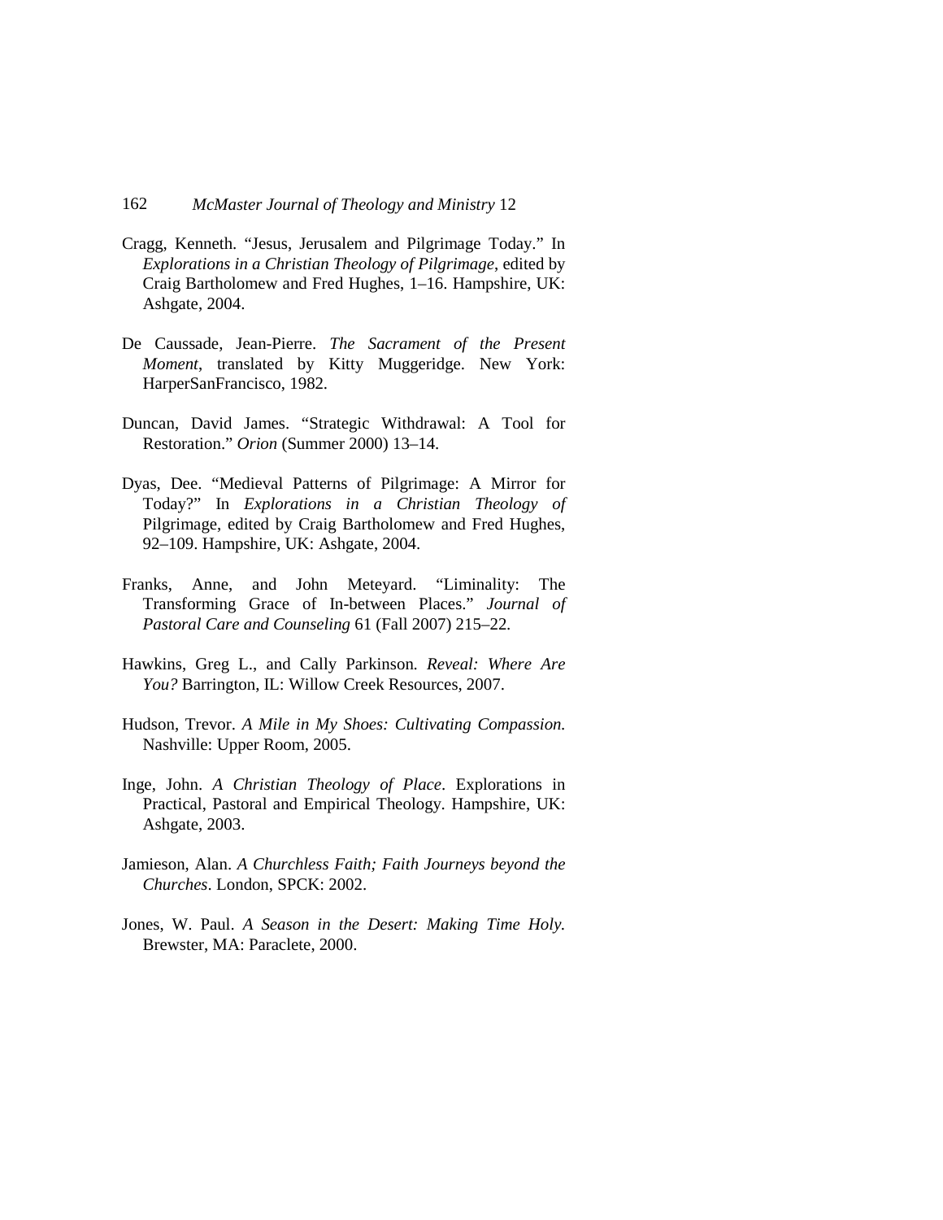Cragg, Kenneth. “Jesus, Jerusalem and Pilgrimage Today.” In *Explorations in a Christian Theology of Pilgrimage*, edited by Craig Bartholomew and Fred Hughes, 1–16. Hampshire, UK: Ashgate, 2004.

De Caussade, Jean-Pierre. *The Sacrament of the Present Moment*, translated by Kitty Muggeridge. New York: HarperSanFrancisco, 1982.

Duncan, David James. “Strategic Withdrawal: A Tool for Restoration.” *Orion* (Summer 2000) 13–14.

Dyas, Dee. “Medieval Patterns of Pilgrimage: A Mirror for Today?” In *Explorations in a Christian Theology of* Pilgrimage, edited by Craig Bartholomew and Fred Hughes, 92–109. Hampshire, UK: Ashgate, 2004.

Franks, Anne, and John Meteyard. “Liminality: The Transforming Grace of In-between Places.” *Journal of Pastoral Care and Counseling* 61 (Fall 2007) 215–22.

Hawkins, Greg L., and Cally Parkinson. *Reveal: Where Are You?* Barrington, IL: Willow Creek Resources, 2007.

Hudson, Trevor. *A Mile in My Shoes: Cultivating Compassion.* Nashville: Upper Room, 2005.

Inge, John. *A Christian Theology of Place*. Explorations in Practical, Pastoral and Empirical Theology. Hampshire, UK: Ashgate, 2003.

Jamieson, Alan. *A Churchless Faith; Faith Journeys beyond the Churches*. London, SPCK: 2002.

Jones, W. Paul. *A Season in the Desert: Making Time Holy.* Brewster, MA: Paraclete, 2000.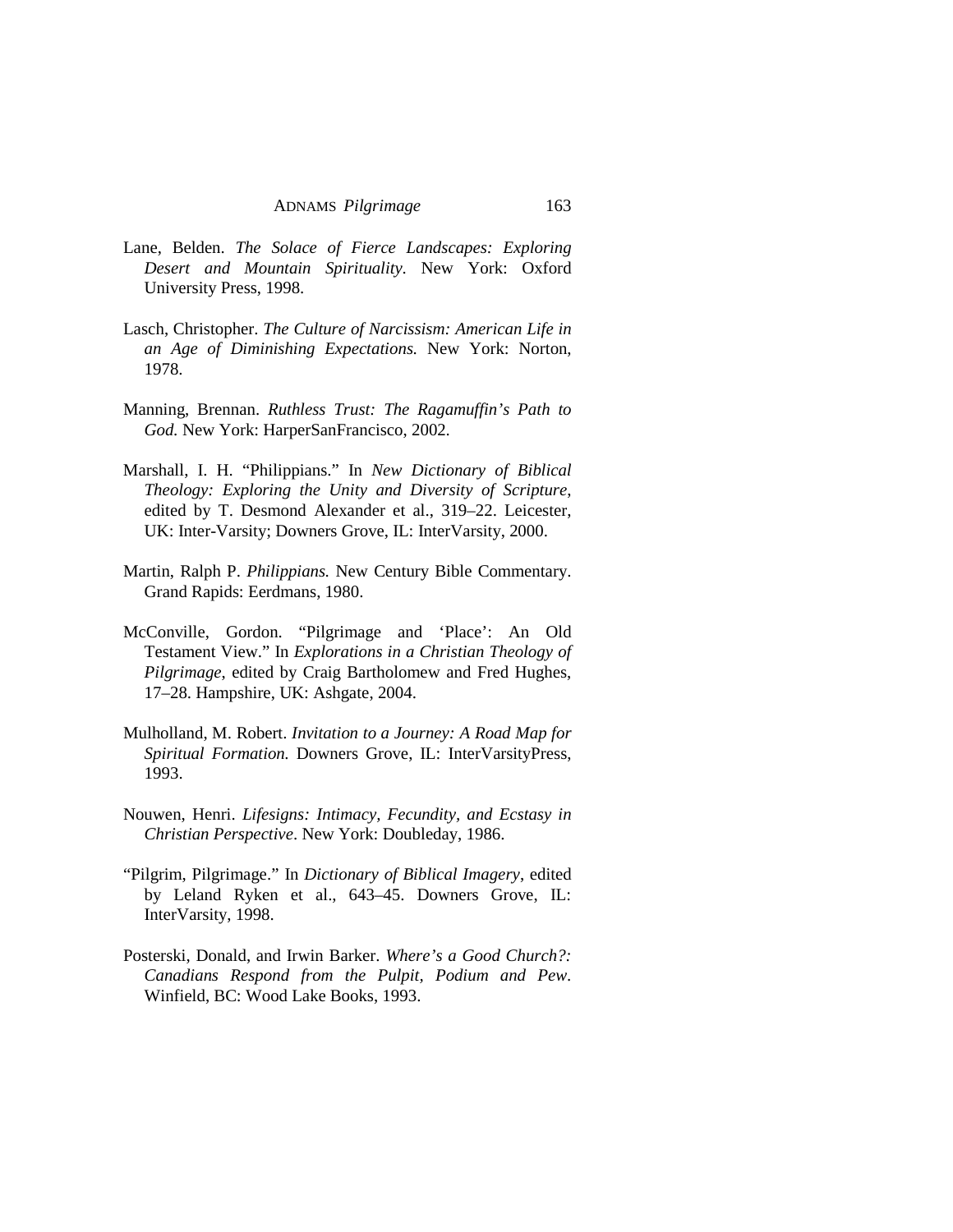Lane, Belden. *The Solace of Fierce Landscapes: Exploring Desert and Mountain Spirituality*. New York: Oxford University Press, 1998.

Lasch, Christopher. *The Culture of Narcissism: American Life in an Age of Diminishing Expectations.* New York: Norton, 1978.

Manning, Brennan. *Ruthless Trust: The Ragamuffin's Path to God.* New York: HarperSanFrancisco, 2002.

Marshall, I. H. "Philippians." In *New Dictionary of Biblical Theology: Exploring the Unity and Diversity of Scripture*, edited by T. Desmond Alexander et al., 319–22. Leicester, UK: Inter-Varsity; Downers Grove, IL: InterVarsity, 2000.

Martin, Ralph P. *Philippians.* New Century Bible Commentary. Grand Rapids: Eerdmans, 1980.

McConville, Gordon. "Pilgrimage and 'Place': An Old Testament View." In *Explorations in a Christian Theology of Pilgrimage*, edited by Craig Bartholomew and Fred Hughes, 17–28. Hampshire, UK: Ashgate, 2004.

Mulholland, M. Robert. *Invitation to a Journey: A Road Map for Spiritual Formation.* Downers Grove, IL: InterVarsityPress, 1993.

Nouwen, Henri. *Lifesigns: Intimacy, Fecundity, and Ecstasy in Christian Perspective*. New York: Doubleday, 1986.

"Pilgrim, Pilgrimage." In *Dictionary of Biblical Imagery*, edited by Leland Ryken et al., 643–45. Downers Grove, IL: InterVarsity, 1998.

Posterski, Donald, and Irwin Barker. *Where's a Good Church?: Canadians Respond from the Pulpit, Podium and Pew*. Winfield, BC: Wood Lake Books, 1993.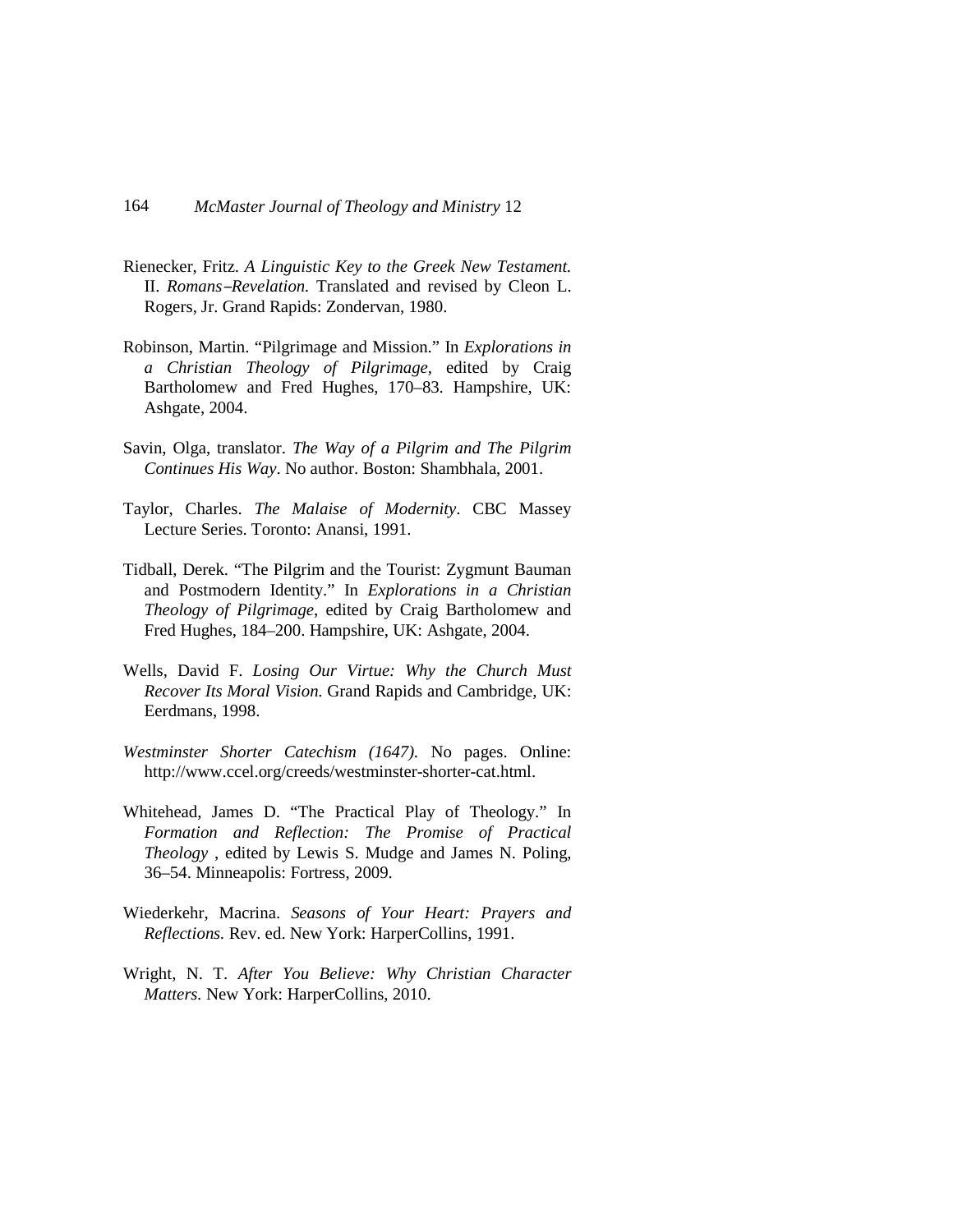Rienecker, Fritz. *A Linguistic Key to the Greek New Testament.* II. *Romans–Revelation.* Translated and revised by Cleon L. Rogers, Jr. Grand Rapids: Zondervan, 1980.

Robinson, Martin. "Pilgrimage and Mission." In *Explorations in a Christian Theology of Pilgrimage*, edited by Craig Bartholomew and Fred Hughes, 170–83. Hampshire, UK: Ashgate, 2004.

Savin, Olga, translator. *The Way of a Pilgrim and The Pilgrim Continues His Way*. No author. Boston: Shambhala, 2001.

Taylor, Charles. *The Malaise of Modernity*. CBC Massey Lecture Series. Toronto: Anansi, 1991.

Tidball, Derek. "The Pilgrim and the Tourist: Zygmunt Bauman and Postmodern Identity." In *Explorations in a Christian Theology of Pilgrimage*, edited by Craig Bartholomew and Fred Hughes, 184–200. Hampshire, UK: Ashgate, 2004.

Wells, David F. *Losing Our Virtue: Why the Church Must Recover Its Moral Vision.* Grand Rapids and Cambridge, UK: Eerdmans, 1998.

*Westminster Shorter Catechism (1647).* No pages. Online: http://www.ccel.org/creeds/westminster-shorter-cat.html.

Whitehead, James D. "The Practical Play of Theology." In *Formation and Reflection: The Promise of Practical Theology* , edited by Lewis S. Mudge and James N. Poling, 36–54. Minneapolis: Fortress, 2009.

Wiederkehr, Macrina. *Seasons of Your Heart: Prayers and Reflections.* Rev. ed. New York: HarperCollins, 1991.

Wright, N. T. *After You Believe: Why Christian Character Matters.* New York: HarperCollins, 2010.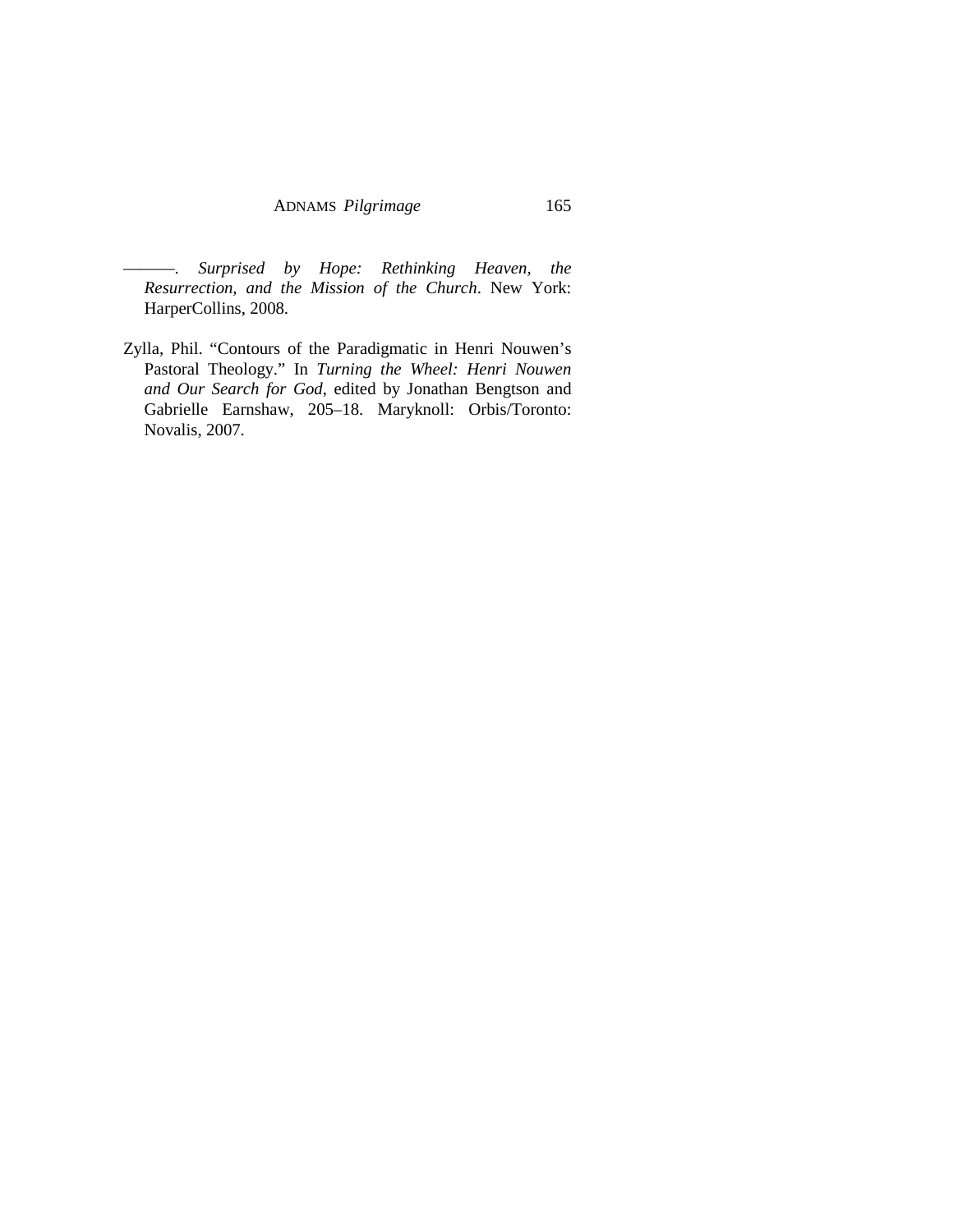———. *Surprised by Hope: Rethinking Heaven, the Resurrection, and the Mission of the Church*. New York: HarperCollins, 2008.

Zylla, Phil. "Contours of the Paradigmatic in Henri Nouwen's Pastoral Theology." In *Turning the Wheel: Henri Nouwen and Our Search for God*, edited by Jonathan Bengtson and Gabrielle Earnshaw, 205–18. Maryknoll: Orbis/Toronto: Novalis, 2007.